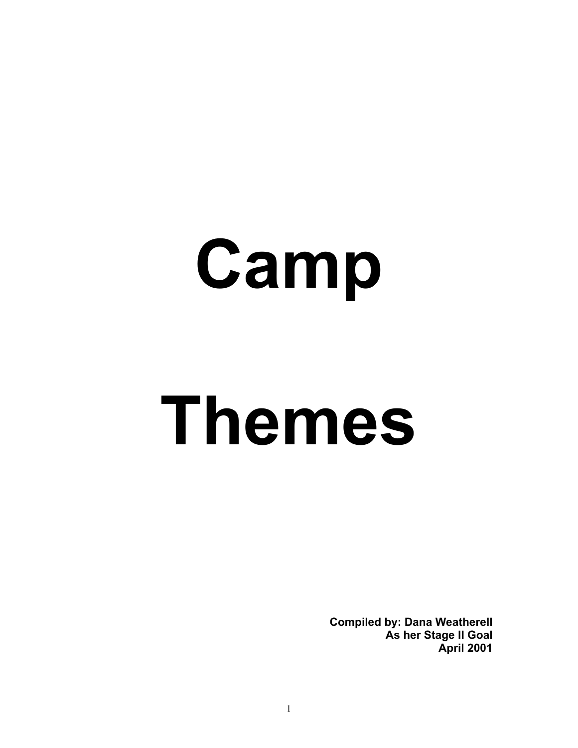# Camp

# Themes

**Compiled by: Dana Weatherell**
**As her Stage II Goal**
**April 2001**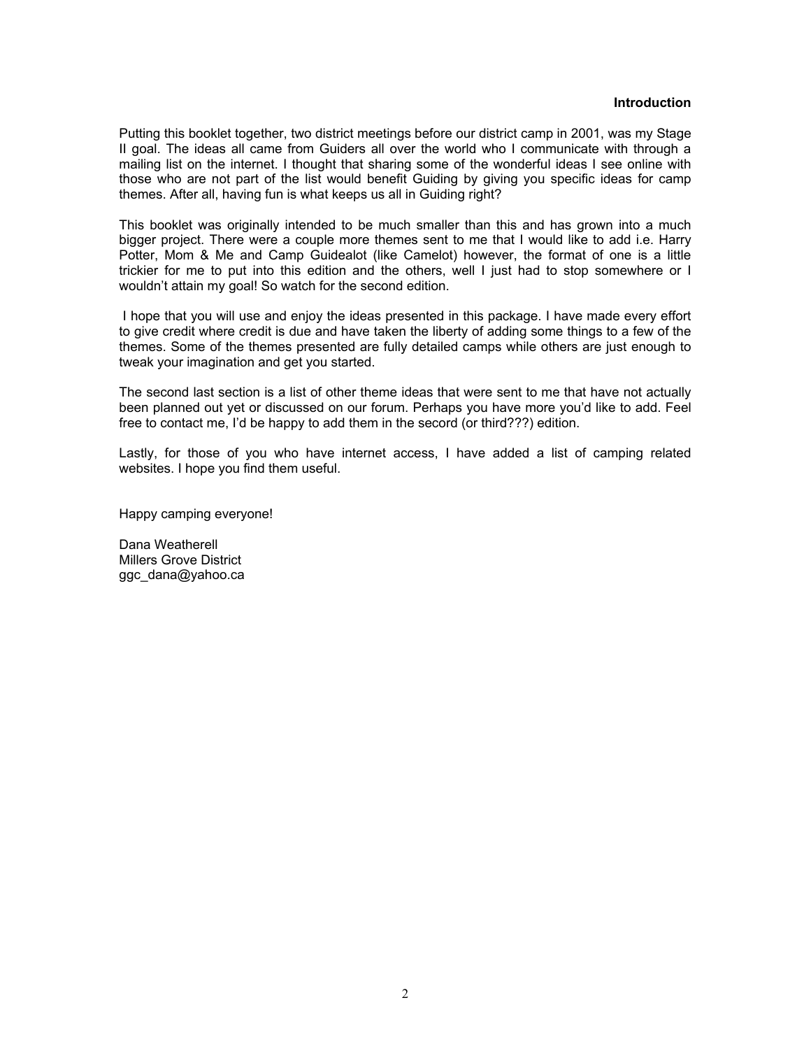## Introduction

Putting this booklet together, two district meetings before our district camp in 2001, was my Stage II goal. The ideas all came from Guiders all over the world who I communicate with through a mailing list on the internet. I thought that sharing some of the wonderful ideas I see online with those who are not part of the list would benefit Guiding by giving you specific ideas for camp themes. After all, having fun is what keeps us all in Guiding right?

This booklet was originally intended to be much smaller than this and has grown into a much bigger project. There were a couple more themes sent to me that I would like to add i.e. Harry Potter, Mom & Me and Camp Guidealot (like Camelot) however, the format of one is a little trickier for me to put into this edition and the others, well I just had to stop somewhere or I wouldn't attain my goal! So watch for the second edition.

I hope that you will use and enjoy the ideas presented in this package. I have made every effort to give credit where credit is due and have taken the liberty of adding some things to a few of the themes. Some of the themes presented are fully detailed camps while others are just enough to tweak your imagination and get you started.

The second last section is a list of other theme ideas that were sent to me that have not actually been planned out yet or discussed on our forum. Perhaps you have more you'd like to add. Feel free to contact me, I'd be happy to add them in the secord (or third???) edition.

Lastly, for those of you who have internet access, I have added a list of camping related websites. I hope you find them useful.

Happy camping everyone!

Dana Weatherell
Millers Grove District
ggc_dana@yahoo.ca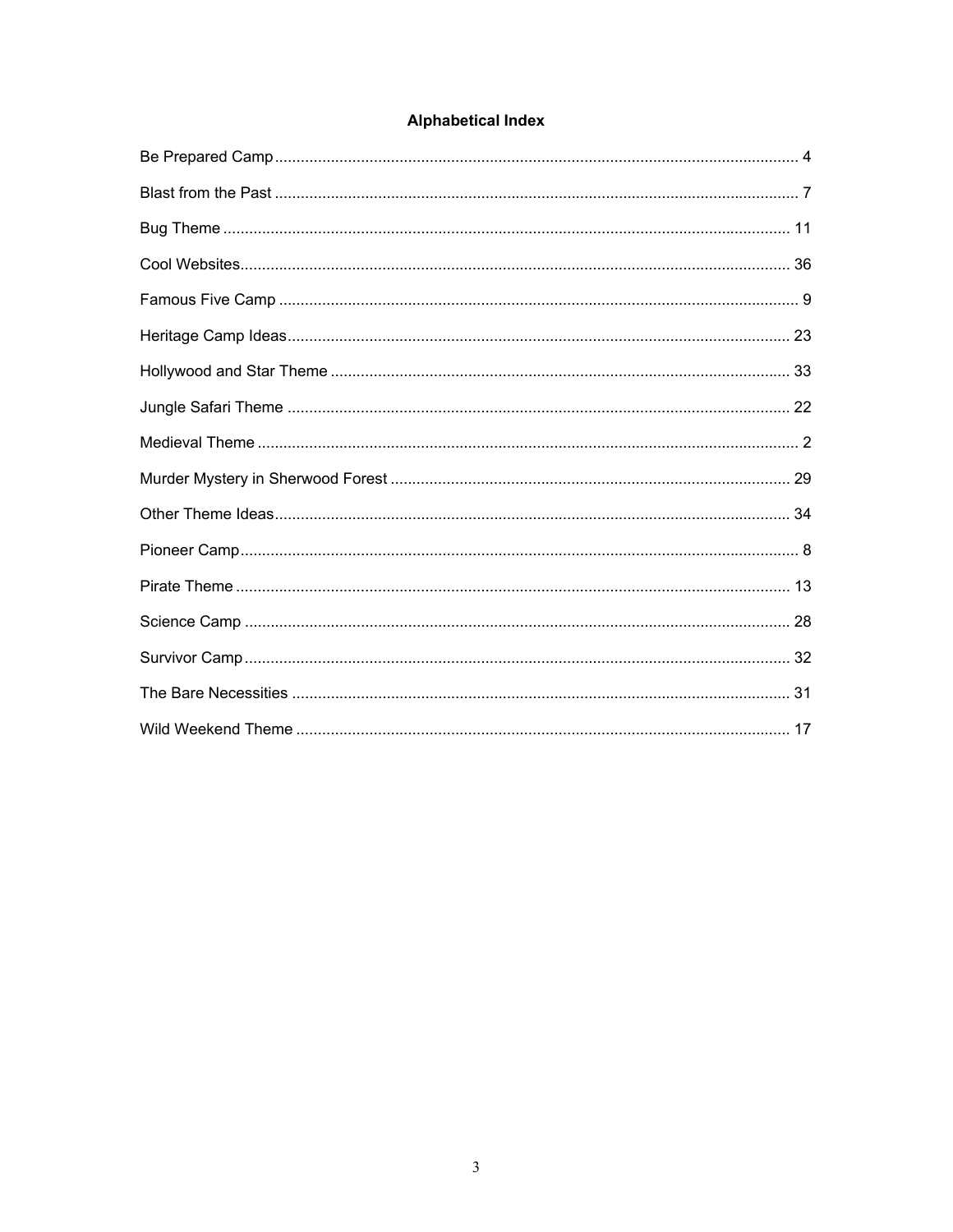## Alphabetical Index

Be Prepared Camp ........................................................................................................ 4

Blast from the Past ........................................................................................................ 7

Bug Theme .................................................................................................................. 11

Cool Websites............................................................................................................... 36

Famous Five Camp ....................................................................................................... 9

Heritage Camp Ideas.................................................................................................... 23

Hollywood and Star Theme .......................................................................................... 33

Jungle Safari Theme .................................................................................................... 22

Medieval Theme ............................................................................................................ 2

Murder Mystery in Sherwood Forest ............................................................................ 29

Other Theme Ideas....................................................................................................... 34

Pioneer Camp................................................................................................................ 8

Pirate Theme ............................................................................................................... 13

Science Camp ............................................................................................................. 28

Survivor Camp............................................................................................................. 32

The Bare Necessities ................................................................................................... 31

Wild Weekend Theme .................................................................................................. 17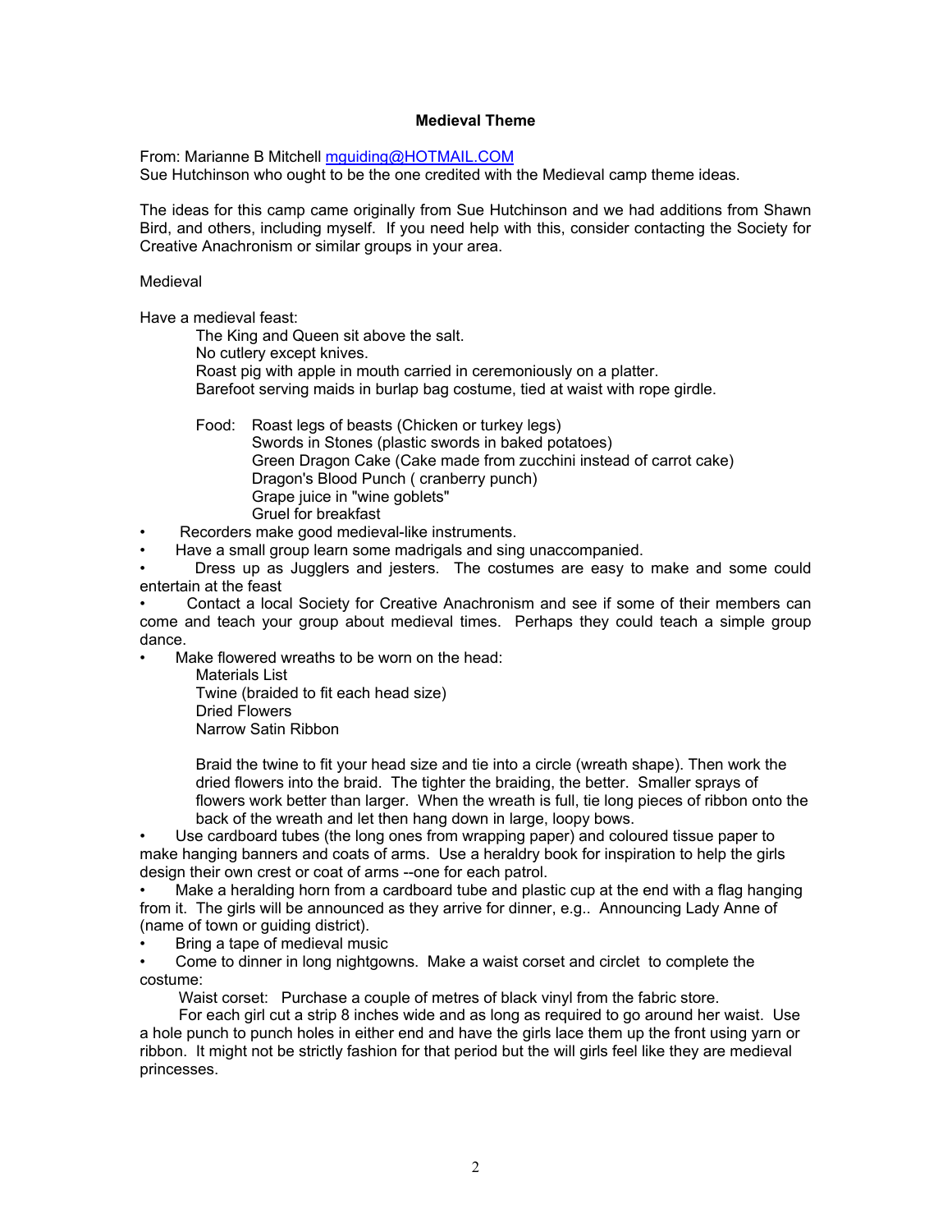**Medieval Theme**

From: Marianne B Mitchell mguiding@HOTMAIL.COM
Sue Hutchinson who ought to be the one credited with the Medieval camp theme ideas.

The ideas for this camp came originally from Sue Hutchinson and we had additions from Shawn Bird, and others, including myself. If you need help with this, consider contacting the Society for Creative Anachronism or similar groups in your area.

Medieval

Have a medieval feast:

The King and Queen sit above the salt.
No cutlery except knives.
Roast pig with apple in mouth carried in ceremoniously on a platter.
Barefoot serving maids in burlap bag costume, tied at waist with rope girdle.

Food: Roast legs of beasts (Chicken or turkey legs)
Swords in Stones (plastic swords in baked potatoes)
Green Dragon Cake (Cake made from zucchini instead of carrot cake)
Dragon's Blood Punch ( cranberry punch)
Grape juice in "wine goblets"
Gruel for breakfast

- Recorders make good medieval-like instruments.
- Have a small group learn some madrigals and sing unaccompanied.
- Dress up as Jugglers and jesters. The costumes are easy to make and some could entertain at the feast
- Contact a local Society for Creative Anachronism and see if some of their members can come and teach your group about medieval times. Perhaps they could teach a simple group dance.
- Make flowered wreaths to be worn on the head:

  Materials List
  Twine (braided to fit each head size)
  Dried Flowers
  Narrow Satin Ribbon

  Braid the twine to fit your head size and tie into a circle (wreath shape). Then work the dried flowers into the braid. The tighter the braiding, the better. Smaller sprays of flowers work better than larger. When the wreath is full, tie long pieces of ribbon onto the back of the wreath and let then hang down in large, loopy bows.
- Use cardboard tubes (the long ones from wrapping paper) and coloured tissue paper to make hanging banners and coats of arms. Use a heraldry book for inspiration to help the girls design their own crest or coat of arms --one for each patrol.
- Make a heralding horn from a cardboard tube and plastic cup at the end with a flag hanging from it. The girls will be announced as they arrive for dinner, e.g.. Announcing Lady Anne of (name of town or guiding district).
- Bring a tape of medieval music
- Come to dinner in long nightgowns. Make a waist corset and circlet to complete the costume:

  Waist corset: Purchase a couple of metres of black vinyl from the fabric store.
  For each girl cut a strip 8 inches wide and as long as required to go around her waist. Use a hole punch to punch holes in either end and have the girls lace them up the front using yarn or ribbon. It might not be strictly fashion for that period but the will girls feel like they are medieval princesses.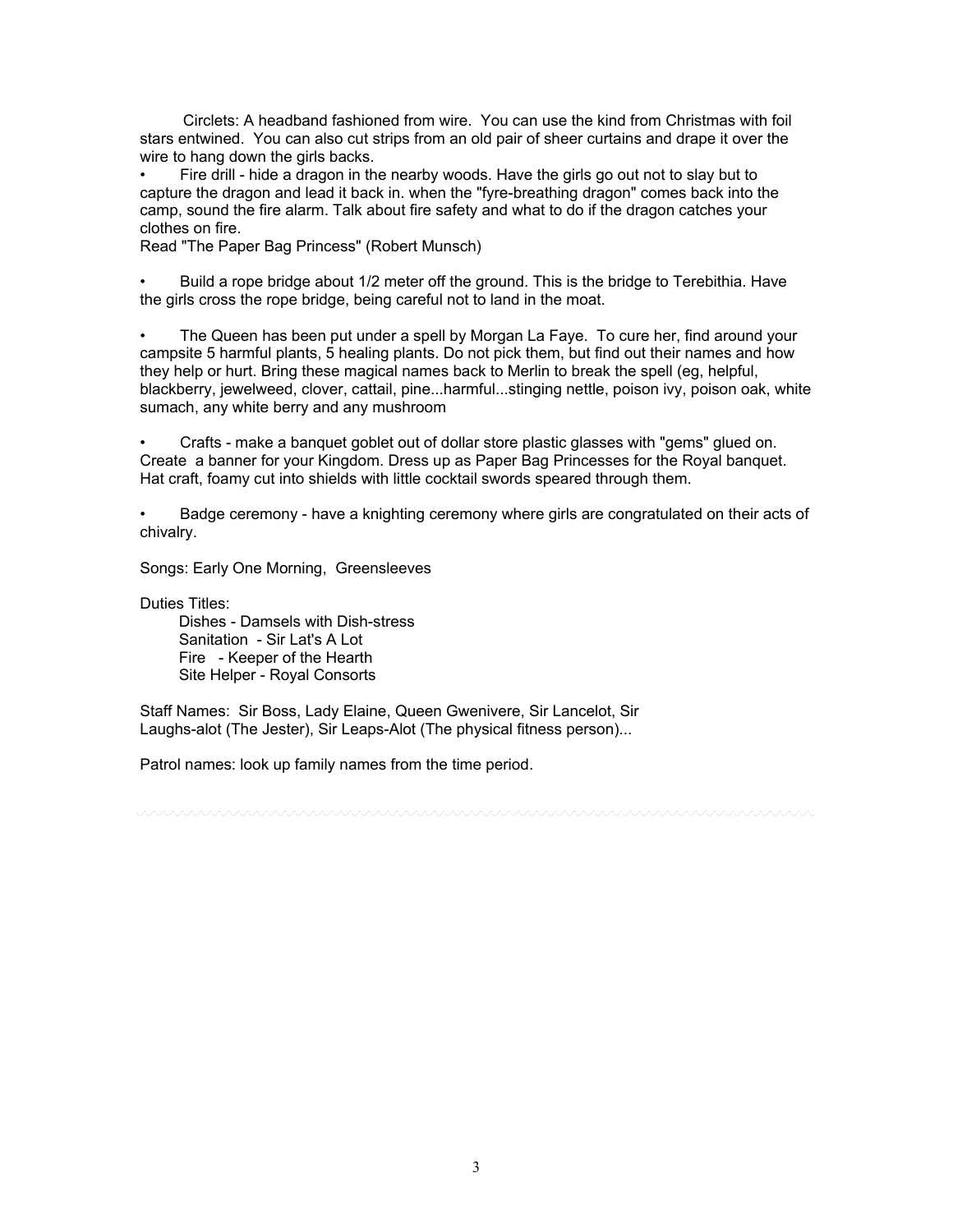Circlets: A headband fashioned from wire. You can use the kind from Christmas with foil stars entwined. You can also cut strips from an old pair of sheer curtains and drape it over the wire to hang down the girls backs.

- Fire drill - hide a dragon in the nearby woods. Have the girls go out not to slay but to capture the dragon and lead it back in. when the "fyre-breathing dragon" comes back into the camp, sound the fire alarm. Talk about fire safety and what to do if the dragon catches your clothes on fire.

Read "The Paper Bag Princess" (Robert Munsch)

- Build a rope bridge about 1/2 meter off the ground. This is the bridge to Terebithia. Have the girls cross the rope bridge, being careful not to land in the moat.

- The Queen has been put under a spell by Morgan La Faye. To cure her, find around your campsite 5 harmful plants, 5 healing plants. Do not pick them, but find out their names and how they help or hurt. Bring these magical names back to Merlin to break the spell (eg, helpful, blackberry, jewelweed, clover, cattail, pine...harmful...stinging nettle, poison ivy, poison oak, white sumach, any white berry and any mushroom

- Crafts - make a banquet goblet out of dollar store plastic glasses with "gems" glued on. Create a banner for your Kingdom. Dress up as Paper Bag Princesses for the Royal banquet. Hat craft, foamy cut into shields with little cocktail swords speared through them.

- Badge ceremony - have a knighting ceremony where girls are congratulated on their acts of chivalry.

Songs: Early One Morning, Greensleeves

Duties Titles:

Dishes - Damsels with Dish-stress
Sanitation - Sir Lat's A Lot
Fire - Keeper of the Hearth
Site Helper - Royal Consorts

Staff Names: Sir Boss, Lady Elaine, Queen Gwenivere, Sir Lancelot, Sir Laughs-alot (The Jester), Sir Leaps-Alot (The physical fitness person)...

Patrol names: look up family names from the time period.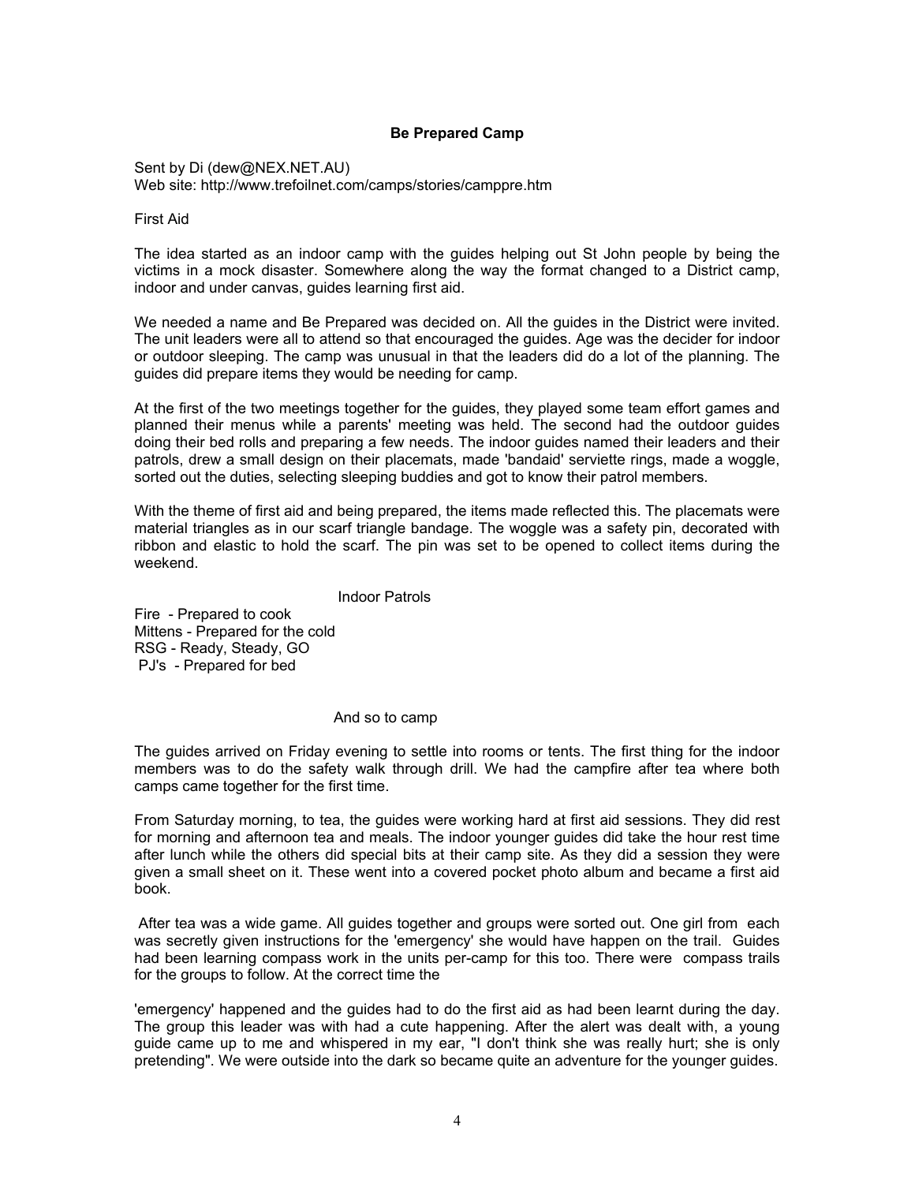## Be Prepared Camp

Sent by Di (dew@NEX.NET.AU)
Web site: http://www.trefoilnet.com/camps/stories/camppre.htm

First Aid

The idea started as an indoor camp with the guides helping out St John people by being the victims in a mock disaster. Somewhere along the way the format changed to a District camp, indoor and under canvas, guides learning first aid.

We needed a name and Be Prepared was decided on. All the guides in the District were invited. The unit leaders were all to attend so that encouraged the guides. Age was the decider for indoor or outdoor sleeping. The camp was unusual in that the leaders did do a lot of the planning. The guides did prepare items they would be needing for camp.

At the first of the two meetings together for the guides, they played some team effort games and planned their menus while a parents' meeting was held. The second had the outdoor guides doing their bed rolls and preparing a few needs. The indoor guides named their leaders and their patrols, drew a small design on their placemats, made 'bandaid' serviette rings, made a woggle, sorted out the duties, selecting sleeping buddies and got to know their patrol members.

With the theme of first aid and being prepared, the items made reflected this. The placemats were material triangles as in our scarf triangle bandage. The woggle was a safety pin, decorated with ribbon and elastic to hold the scarf. The pin was set to be opened to collect items during the weekend.

Indoor Patrols

Fire - Prepared to cook
Mittens - Prepared for the cold
RSG - Ready, Steady, GO
PJ's - Prepared for bed

And so to camp

The guides arrived on Friday evening to settle into rooms or tents. The first thing for the indoor members was to do the safety walk through drill. We had the campfire after tea where both camps came together for the first time.

From Saturday morning, to tea, the guides were working hard at first aid sessions. They did rest for morning and afternoon tea and meals. The indoor younger guides did take the hour rest time after lunch while the others did special bits at their camp site. As they did a session they were given a small sheet on it. These went into a covered pocket photo album and became a first aid book.

After tea was a wide game. All guides together and groups were sorted out. One girl from each was secretly given instructions for the 'emergency' she would have happen on the trail. Guides had been learning compass work in the units per-camp for this too. There were compass trails for the groups to follow. At the correct time the 'emergency' happened and the guides had to do the first aid as had been learnt during the day. The group this leader was with had a cute happening. After the alert was dealt with, a young guide came up to me and whispered in my ear, "I don't think she was really hurt; she is only pretending". We were outside into the dark so became quite an adventure for the younger guides.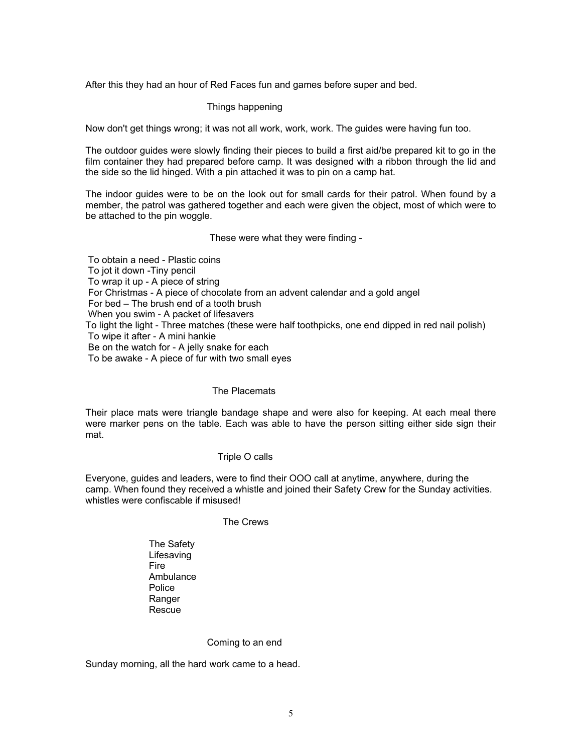After this they had an hour of Red Faces fun and games before super and bed.

## Things happening

Now don't get things wrong; it was not all work, work, work. The guides were having fun too.

The outdoor guides were slowly finding their pieces to build a first aid/be prepared kit to go in the film container they had prepared before camp. It was designed with a ribbon through the lid and the side so the lid hinged. With a pin attached it was to pin on a camp hat.

The indoor guides were to be on the look out for small cards for their patrol. When found by a member, the patrol was gathered together and each were given the object, most of which were to be attached to the pin woggle.

These were what they were finding -

To obtain a need - Plastic coins
To jot it down -Tiny pencil
To wrap it up - A piece of string
For Christmas - A piece of chocolate from an advent calendar and a gold angel
For bed – The brush end of a tooth brush
When you swim - A packet of lifesavers
To light the light - Three matches (these were half toothpicks, one end dipped in red nail polish)
To wipe it after - A mini hankie
Be on the watch for - A jelly snake for each
To be awake - A piece of fur with two small eyes

## The Placemats

Their place mats were triangle bandage shape and were also for keeping. At each meal there were marker pens on the table. Each was able to have the person sitting either side sign their mat.

## Triple O calls

Everyone, guides and leaders, were to find their OOO call at anytime, anywhere, during the camp. When found they received a whistle and joined their Safety Crew for the Sunday activities. whistles were confiscable if misused!

## The Crews

The Safety
Lifesaving
Fire
Ambulance
Police
Ranger
Rescue

## Coming to an end

Sunday morning, all the hard work came to a head.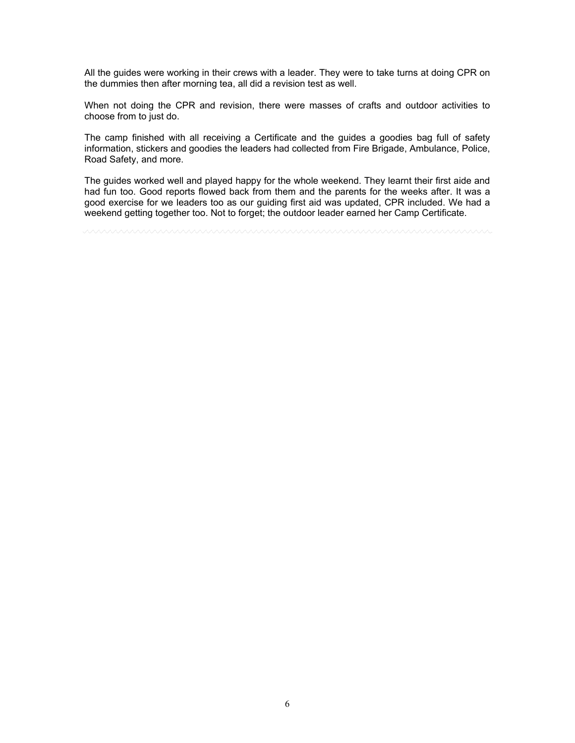All the guides were working in their crews with a leader. They were to take turns at doing CPR on the dummies then after morning tea, all did a revision test as well.

When not doing the CPR and revision, there were masses of crafts and outdoor activities to choose from to just do.

The camp finished with all receiving a Certificate and the guides a goodies bag full of safety information, stickers and goodies the leaders had collected from Fire Brigade, Ambulance, Police, Road Safety, and more.

The guides worked well and played happy for the whole weekend. They learnt their first aide and had fun too. Good reports flowed back from them and the parents for the weeks after. It was a good exercise for we leaders too as our guiding first aid was updated, CPR included. We had a weekend getting together too. Not to forget; the outdoor leader earned her Camp Certificate.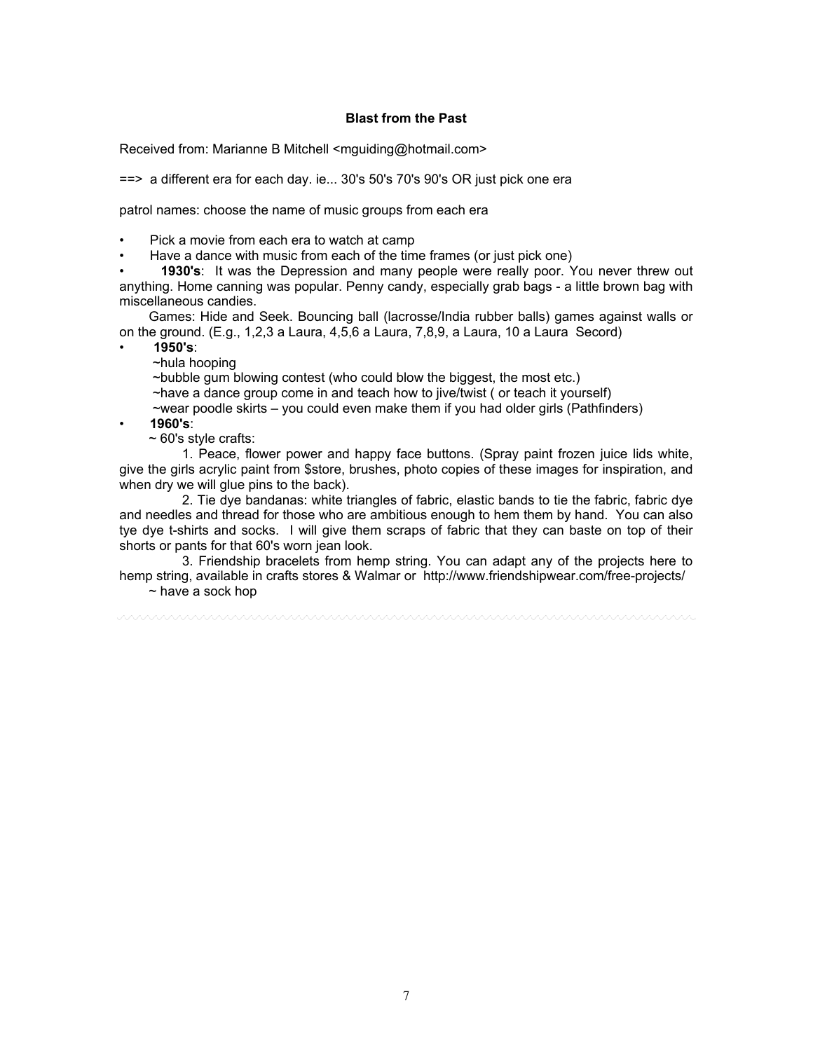## Blast from the Past

Received from: Marianne B Mitchell <mguiding@hotmail.com>

==> a different era for each day. ie... 30's 50's 70's 90's OR just pick one era

patrol names: choose the name of music groups from each era

- Pick a movie from each era to watch at camp
- Have a dance with music from each of the time frames (or just pick one)
- **1930's**: It was the Depression and many people were really poor. You never threw out anything. Home canning was popular. Penny candy, especially grab bags - a little brown bag with miscellaneous candies.

  Games: Hide and Seek. Bouncing ball (lacrosse/India rubber balls) games against walls or on the ground. (E.g., 1,2,3 a Laura, 4,5,6 a Laura, 7,8,9, a Laura, 10 a Laura Secord)
- **1950's**:

  ~hula hooping

  ~bubble gum blowing contest (who could blow the biggest, the most etc.)

  ~have a dance group come in and teach how to jive/twist ( or teach it yourself)

  ~wear poodle skirts – you could even make them if you had older girls (Pathfinders)
- **1960's**:

  ~ 60's style crafts:

  1. Peace, flower power and happy face buttons. (Spray paint frozen juice lids white, give the girls acrylic paint from $store, brushes, photo copies of these images for inspiration, and when dry we will glue pins to the back).

  2. Tie dye bandanas: white triangles of fabric, elastic bands to tie the fabric, fabric dye and needles and thread for those who are ambitious enough to hem them by hand. You can also tye dye t-shirts and socks. I will give them scraps of fabric that they can baste on top of their shorts or pants for that 60's worn jean look.

  3. Friendship bracelets from hemp string. You can adapt any of the projects here to hemp string, available in crafts stores & Walmar or http://www.friendshipwear.com/free-projects/

  ~ have a sock hop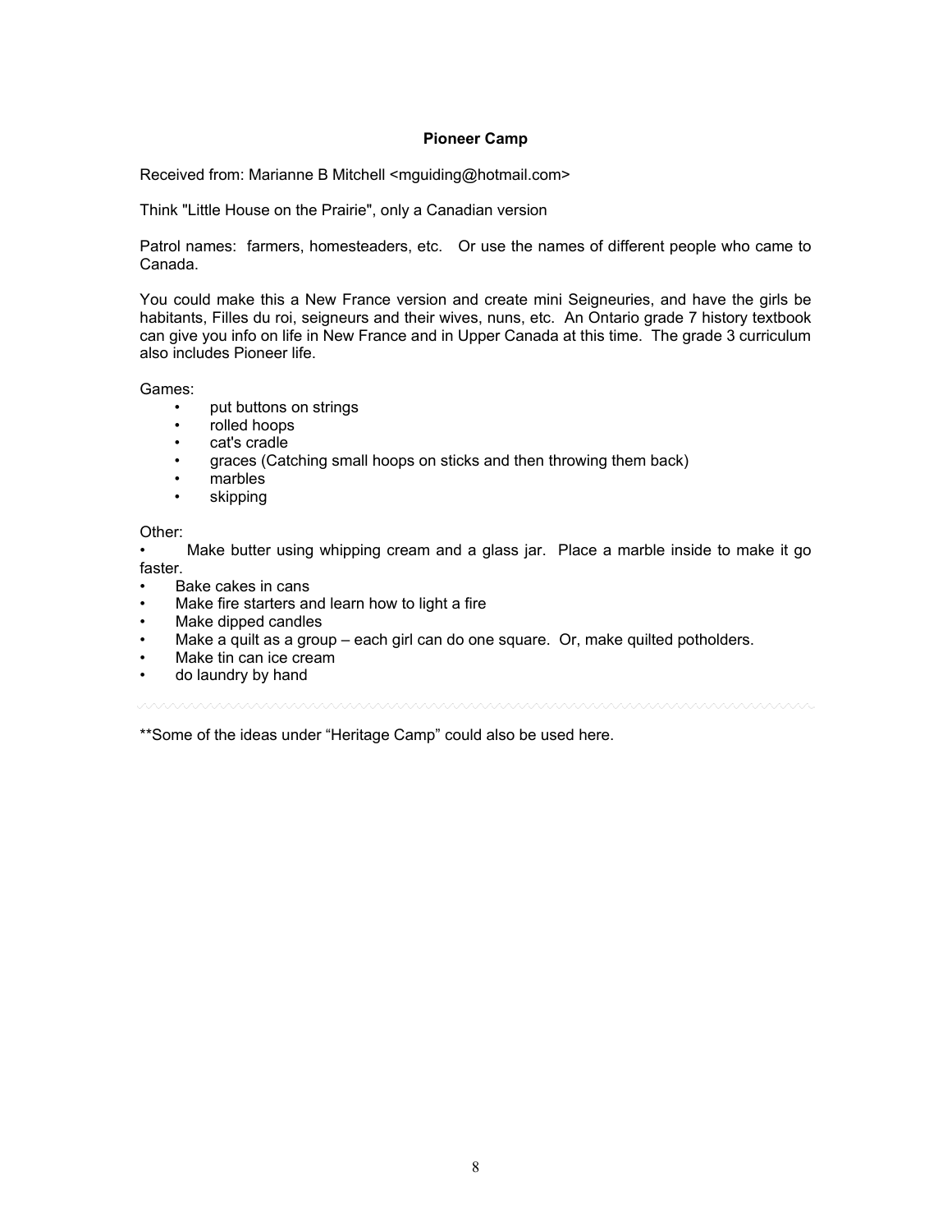## Pioneer Camp

Received from: Marianne B Mitchell <mguiding@hotmail.com>

Think "Little House on the Prairie", only a Canadian version

Patrol names: farmers, homesteaders, etc. Or use the names of different people who came to Canada.

You could make this a New France version and create mini Seigneuries, and have the girls be habitants, Filles du roi, seigneurs and their wives, nuns, etc. An Ontario grade 7 history textbook can give you info on life in New France and in Upper Canada at this time. The grade 3 curriculum also includes Pioneer life.

Games:

- put buttons on strings
- rolled hoops
- cat's cradle
- graces (Catching small hoops on sticks and then throwing them back)
- marbles
- skipping

Other:

- Make butter using whipping cream and a glass jar. Place a marble inside to make it go faster.
- Bake cakes in cans
- Make fire starters and learn how to light a fire
- Make dipped candles
- Make a quilt as a group – each girl can do one square. Or, make quilted potholders.
- Make tin can ice cream
- do laundry by hand

---

**Some of the ideas under "Heritage Camp" could also be used here.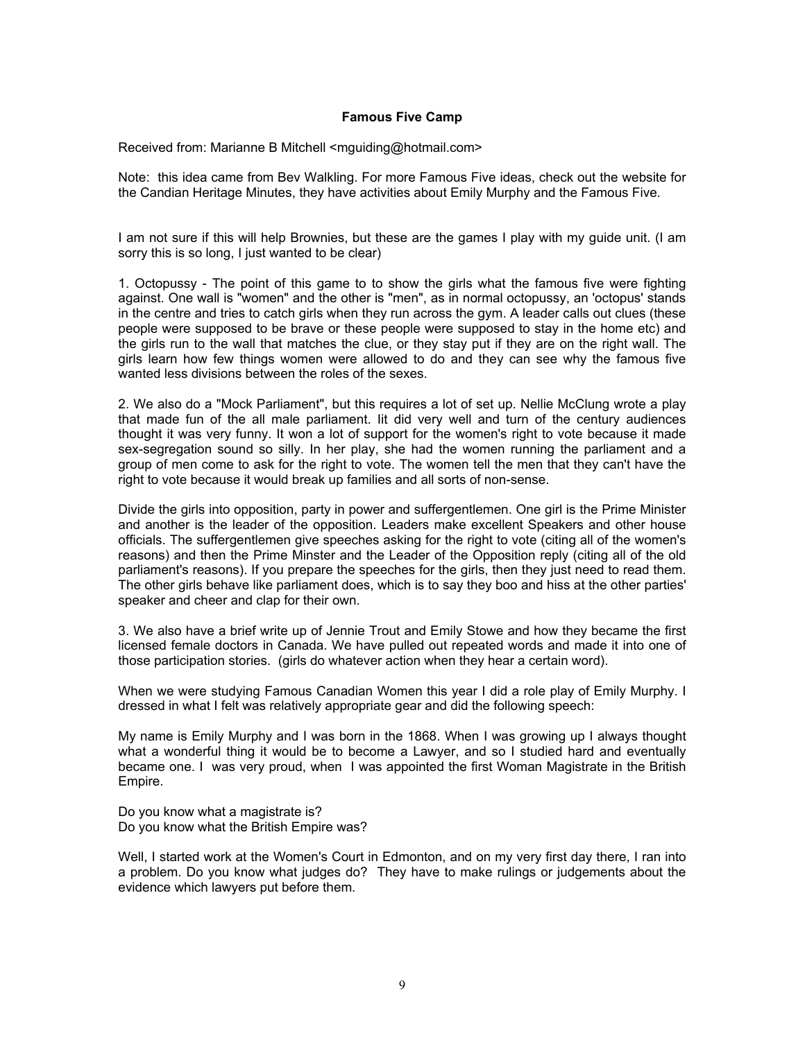**Famous Five Camp**

Received from: Marianne B Mitchell <mguiding@hotmail.com>

Note: this idea came from Bev Walkling. For more Famous Five ideas, check out the website for the Candian Heritage Minutes, they have activities about Emily Murphy and the Famous Five.

I am not sure if this will help Brownies, but these are the games I play with my guide unit. (I am sorry this is so long, I just wanted to be clear)

1. Octopussy - The point of this game to to show the girls what the famous five were fighting against. One wall is "women" and the other is "men", as in normal octopussy, an 'octopus' stands in the centre and tries to catch girls when they run across the gym. A leader calls out clues (these people were supposed to be brave or these people were supposed to stay in the home etc) and the girls run to the wall that matches the clue, or they stay put if they are on the right wall. The girls learn how few things women were allowed to do and they can see why the famous five wanted less divisions between the roles of the sexes.

2. We also do a "Mock Parliament", but this requires a lot of set up. Nellie McClung wrote a play that made fun of the all male parliament. Iit did very well and turn of the century audiences thought it was very funny. It won a lot of support for the women's right to vote because it made sex-segregation sound so silly. In her play, she had the women running the parliament and a group of men come to ask for the right to vote. The women tell the men that they can't have the right to vote because it would break up families and all sorts of non-sense.

Divide the girls into opposition, party in power and suffergentlemen. One girl is the Prime Minister and another is the leader of the opposition. Leaders make excellent Speakers and other house officials. The suffergentlemen give speeches asking for the right to vote (citing all of the women's reasons) and then the Prime Minster and the Leader of the Opposition reply (citing all of the old parliament's reasons). If you prepare the speeches for the girls, then they just need to read them. The other girls behave like parliament does, which is to say they boo and hiss at the other parties' speaker and cheer and clap for their own.

3. We also have a brief write up of Jennie Trout and Emily Stowe and how they became the first licensed female doctors in Canada. We have pulled out repeated words and made it into one of those participation stories. (girls do whatever action when they hear a certain word).

When we were studying Famous Canadian Women this year I did a role play of Emily Murphy. I dressed in what I felt was relatively appropriate gear and did the following speech:

My name is Emily Murphy and I was born in the 1868. When I was growing up I always thought what a wonderful thing it would be to become a Lawyer, and so I studied hard and eventually became one. I was very proud, when I was appointed the first Woman Magistrate in the British Empire.

Do you know what a magistrate is?
Do you know what the British Empire was?

Well, I started work at the Women's Court in Edmonton, and on my very first day there, I ran into a problem. Do you know what judges do? They have to make rulings or judgements about the evidence which lawyers put before them.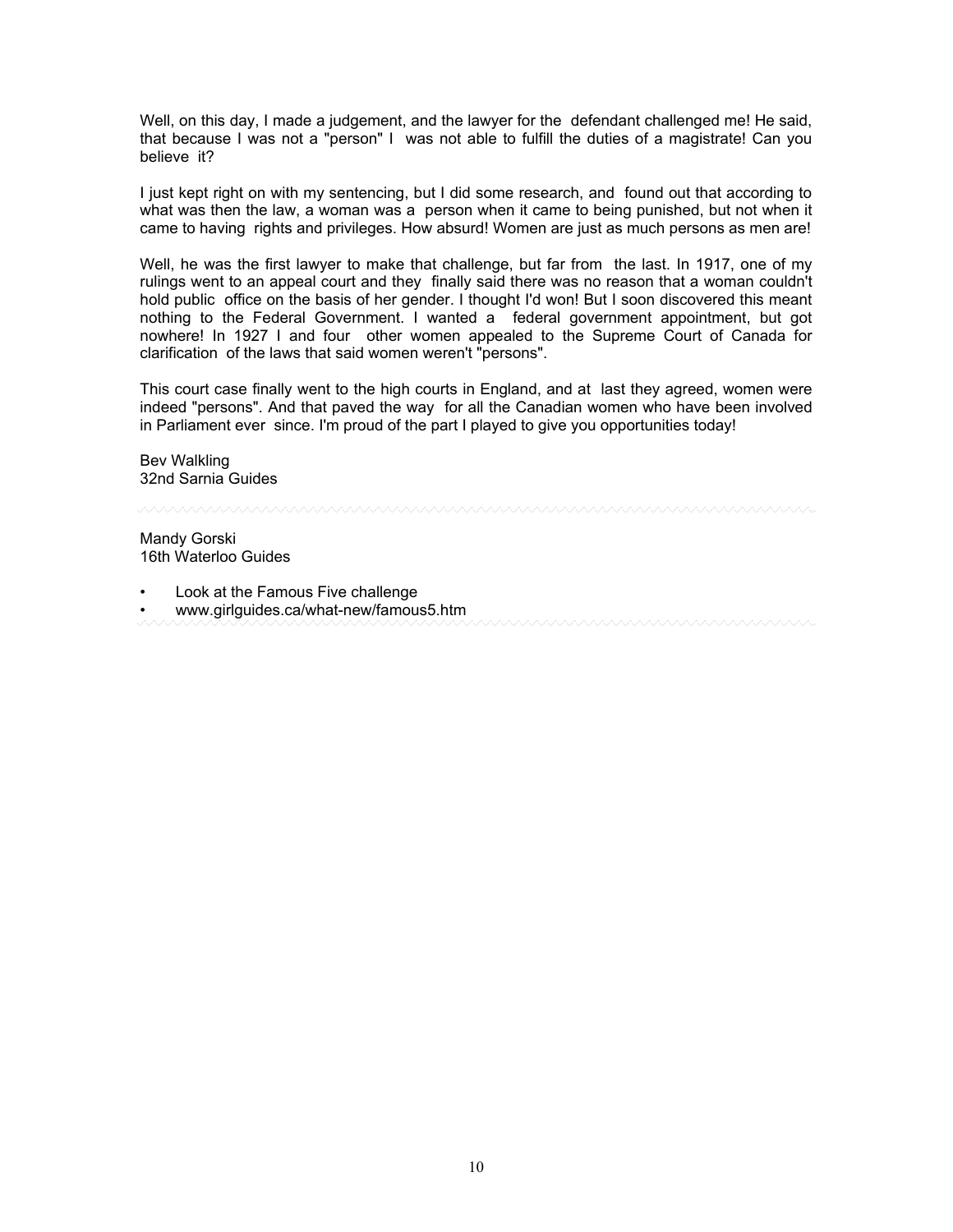Well, on this day, I made a judgement, and the lawyer for the defendant challenged me! He said, that because I was not a "person" I was not able to fulfill the duties of a magistrate! Can you believe it?

I just kept right on with my sentencing, but I did some research, and found out that according to what was then the law, a woman was a person when it came to being punished, but not when it came to having rights and privileges. How absurd! Women are just as much persons as men are!

Well, he was the first lawyer to make that challenge, but far from the last. In 1917, one of my rulings went to an appeal court and they finally said there was no reason that a woman couldn't hold public office on the basis of her gender. I thought I'd won! But I soon discovered this meant nothing to the Federal Government. I wanted a federal government appointment, but got nowhere! In 1927 I and four other women appealed to the Supreme Court of Canada for clarification of the laws that said women weren't "persons".

This court case finally went to the high courts in England, and at last they agreed, women were indeed "persons". And that paved the way for all the Canadian women who have been involved in Parliament ever since. I'm proud of the part I played to give you opportunities today!

Bev Walkling
32nd Sarnia Guides

---

Mandy Gorski
16th Waterloo Guides

- Look at the Famous Five challenge
- www.girlguides.ca/what-new/famous5.htm

---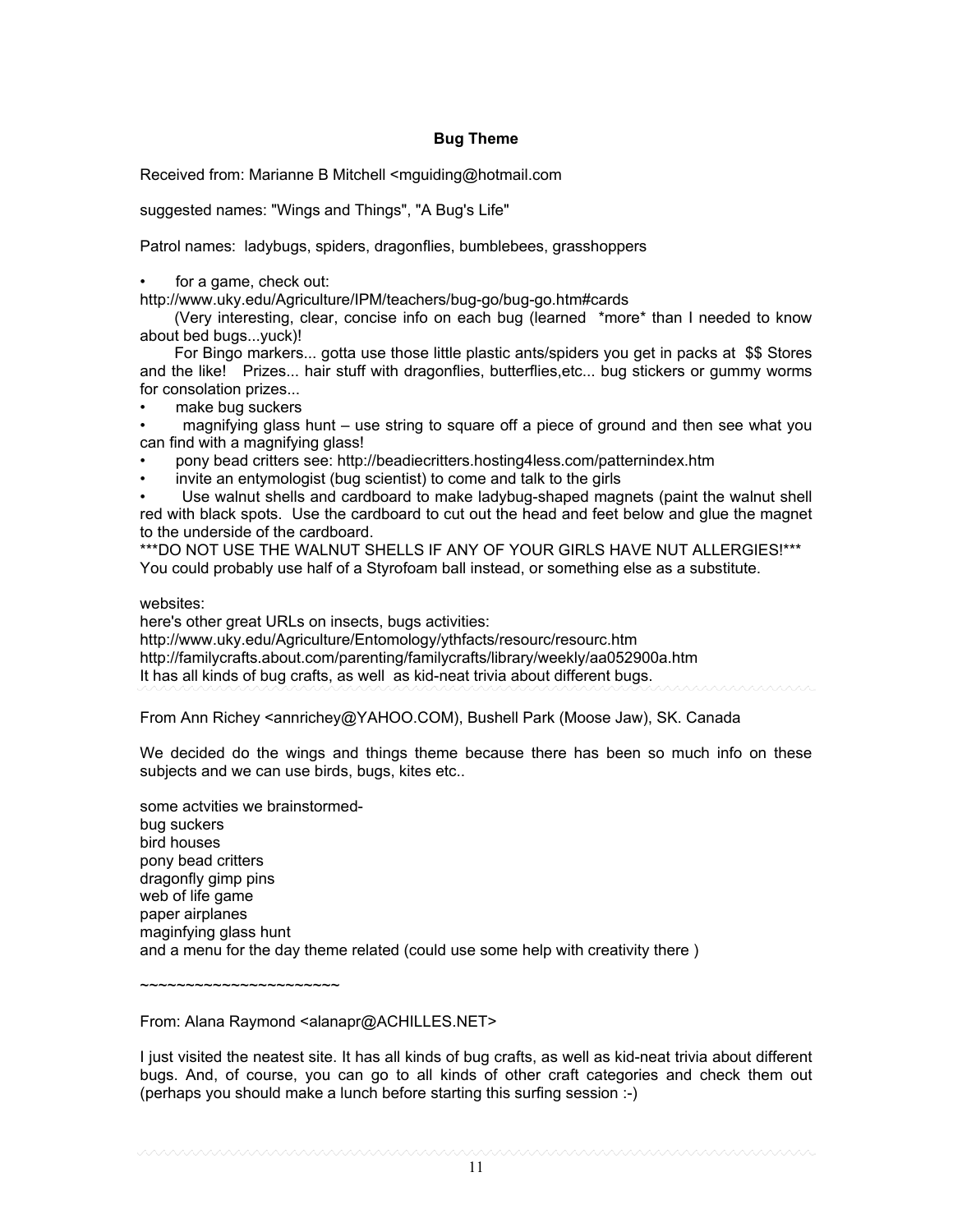**Bug Theme**

Received from: Marianne B Mitchell <mguiding@hotmail.com

suggested names: "Wings and Things", "A Bug's Life"

Patrol names: ladybugs, spiders, dragonflies, bumblebees, grasshoppers

- for a game, check out:
http://www.uky.edu/Agriculture/IPM/teachers/bug-go/bug-go.htm#cards
(Very interesting, clear, concise info on each bug (learned *more* than I needed to know about bed bugs...yuck)!
For Bingo markers... gotta use those little plastic ants/spiders you get in packs at $$ Stores and the like! Prizes... hair stuff with dragonflies, butterflies,etc... bug stickers or gummy worms for consolation prizes...
- make bug suckers
- magnifying glass hunt – use string to square off a piece of ground and then see what you can find with a magnifying glass!
- pony bead critters see: http://beadiecritters.hosting4less.com/patternindex.htm
- invite an entymologist (bug scientist) to come and talk to the girls
- Use walnut shells and cardboard to make ladybug-shaped magnets (paint the walnut shell red with black spots. Use the cardboard to cut out the head and feet below and glue the magnet to the underside of the cardboard.

***DO NOT USE THE WALNUT SHELLS IF ANY OF YOUR GIRLS HAVE NUT ALLERGIES!***
You could probably use half of a Styrofoam ball instead, or something else as a substitute.

websites:
here's other great URLs on insects, bugs activities:
http://www.uky.edu/Agriculture/Entomology/ythfacts/resourc/resourc.htm
http://familycrafts.about.com/parenting/familycrafts/library/weekly/aa052900a.htm
It has all kinds of bug crafts, as well as kid-neat trivia about different bugs.

---

From Ann Richey <annrichey@YAHOO.COM), Bushell Park (Moose Jaw), SK. Canada

We decided do the wings and things theme because there has been so much info on these subjects and we can use birds, bugs, kites etc..

some actvities we brainstormed-
bug suckers
bird houses
pony bead critters
dragonfly gimp pins
web of life game
paper airplanes
maginfying glass hunt
and a menu for the day theme related (could use some help with creativity there )

~~~~~~~~~~~~~~~~~~~~~~

From: Alana Raymond <alanapr@ACHILLES.NET>

I just visited the neatest site. It has all kinds of bug crafts, as well as kid-neat trivia about different bugs. And, of course, you can go to all kinds of other craft categories and check them out (perhaps you should make a lunch before starting this surfing session :-)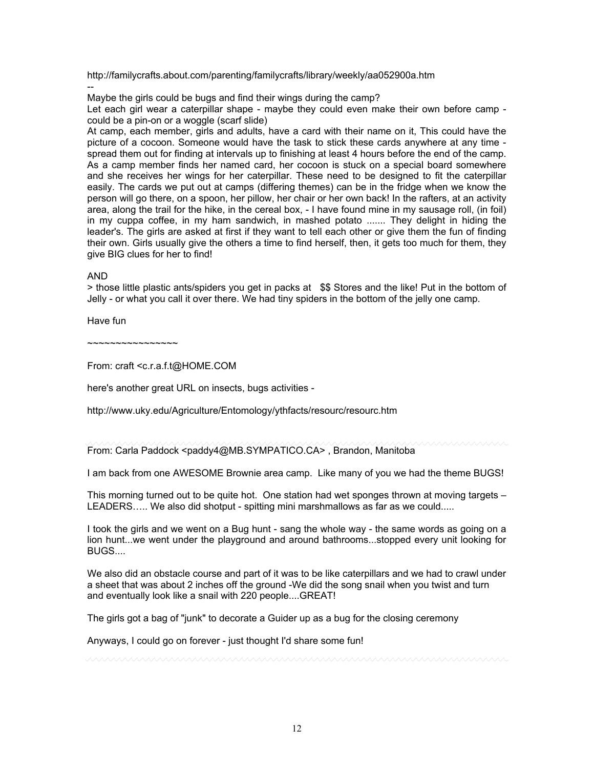http://familycrafts.about.com/parenting/familycrafts/library/weekly/aa052900a.htm

--

Maybe the girls could be bugs and find their wings during the camp?

Let each girl wear a caterpillar shape - maybe they could even make their own before camp - could be a pin-on or a woggle (scarf slide)

At camp, each member, girls and adults, have a card with their name on it, This could have the picture of a cocoon. Someone would have the task to stick these cards anywhere at any time - spread them out for finding at intervals up to finishing at least 4 hours before the end of the camp. As a camp member finds her named card, her cocoon is stuck on a special board somewhere and she receives her wings for her caterpillar. These need to be designed to fit the caterpillar easily. The cards we put out at camps (differing themes) can be in the fridge when we know the person will go there, on a spoon, her pillow, her chair or her own back! In the rafters, at an activity area, along the trail for the hike, in the cereal box, - I have found mine in my sausage roll, (in foil) in my cuppa coffee, in my ham sandwich, in mashed potato ....... They delight in hiding the leader's. The girls are asked at first if they want to tell each other or give them the fun of finding their own. Girls usually give the others a time to find herself, then, it gets too much for them, they give BIG clues for her to find!

AND

> those little plastic ants/spiders you get in packs at $$ Stores and the like! Put in the bottom of Jelly - or what you call it over there. We had tiny spiders in the bottom of the jelly one camp.

Have fun

~~~~~~~~~~~~~~~~

From: craft <c.r.a.f.t@HOME.COM

here's another great URL on insects, bugs activities -

http://www.uky.edu/Agriculture/Entomology/ythfacts/resourc/resourc.htm

---

From: Carla Paddock <paddy4@MB.SYMPATICO.CA> , Brandon, Manitoba

I am back from one AWESOME Brownie area camp. Like many of you we had the theme BUGS!

This morning turned out to be quite hot. One station had wet sponges thrown at moving targets – LEADERS….. We also did shotput - spitting mini marshmallows as far as we could.....

I took the girls and we went on a Bug hunt - sang the whole way - the same words as going on a lion hunt...we went under the playground and around bathrooms...stopped every unit looking for BUGS....

We also did an obstacle course and part of it was to be like caterpillars and we had to crawl under a sheet that was about 2 inches off the ground -We did the song snail when you twist and turn and eventually look like a snail with 220 people....GREAT!

The girls got a bag of "junk" to decorate a Guider up as a bug for the closing ceremony

Anyways, I could go on forever - just thought I'd share some fun!

---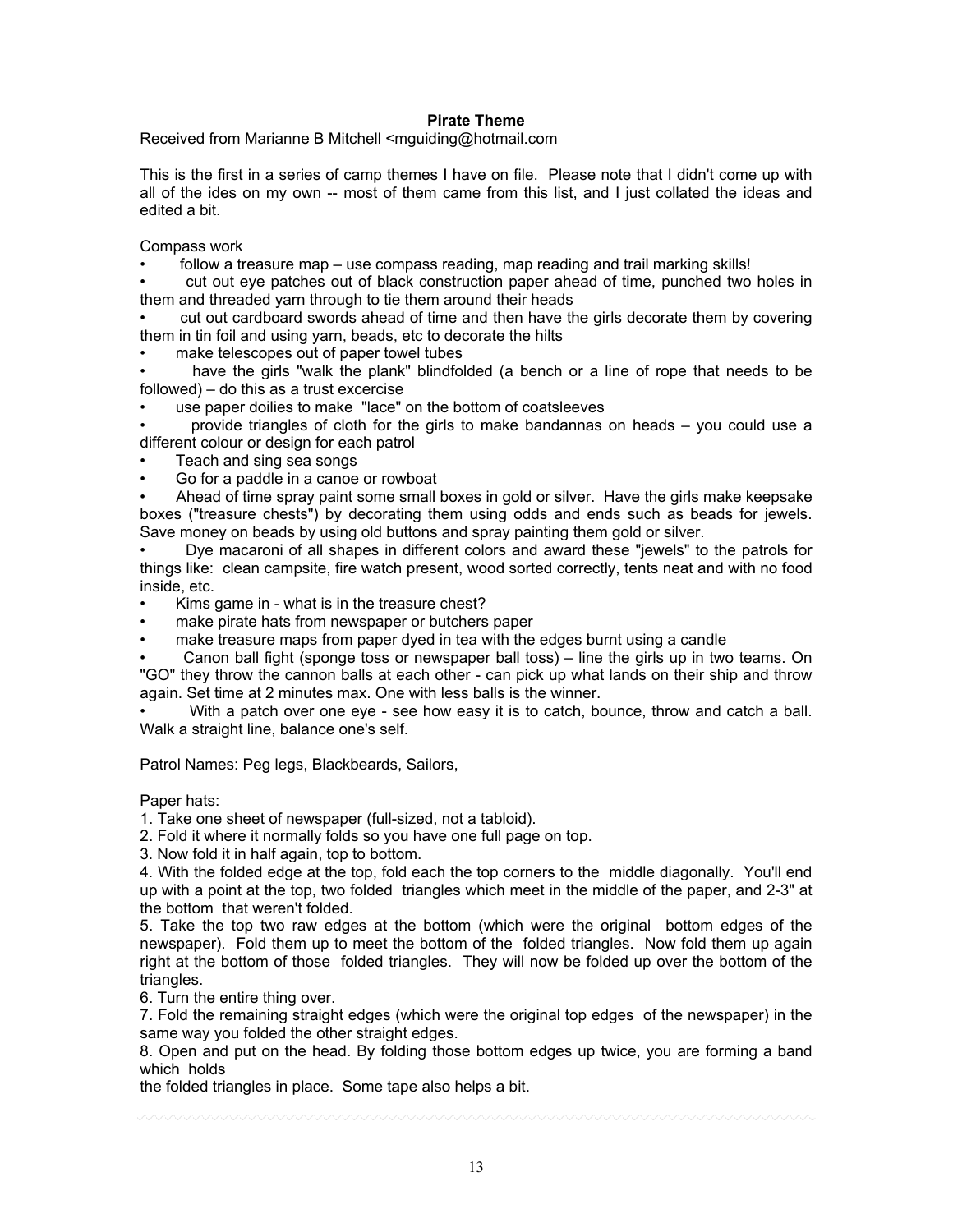**Pirate Theme**

Received from Marianne B Mitchell <mguiding@hotmail.com

This is the first in a series of camp themes I have on file. Please note that I didn't come up with all of the ides on my own -- most of them came from this list, and I just collated the ideas and edited a bit.

Compass work

- follow a treasure map – use compass reading, map reading and trail marking skills!
- cut out eye patches out of black construction paper ahead of time, punched two holes in them and threaded yarn through to tie them around their heads
- cut out cardboard swords ahead of time and then have the girls decorate them by covering them in tin foil and using yarn, beads, etc to decorate the hilts
- make telescopes out of paper towel tubes
- have the girls "walk the plank" blindfolded (a bench or a line of rope that needs to be followed) – do this as a trust excercise
- use paper doilies to make "lace" on the bottom of coatsleeves
- provide triangles of cloth for the girls to make bandannas on heads – you could use a different colour or design for each patrol
- Teach and sing sea songs
- Go for a paddle in a canoe or rowboat
- Ahead of time spray paint some small boxes in gold or silver. Have the girls make keepsake boxes ("treasure chests") by decorating them using odds and ends such as beads for jewels. Save money on beads by using old buttons and spray painting them gold or silver.
- Dye macaroni of all shapes in different colors and award these "jewels" to the patrols for things like: clean campsite, fire watch present, wood sorted correctly, tents neat and with no food inside, etc.
- Kims game in - what is in the treasure chest?
- make pirate hats from newspaper or butchers paper
- make treasure maps from paper dyed in tea with the edges burnt using a candle
- Canon ball fight (sponge toss or newspaper ball toss) – line the girls up in two teams. On "GO" they throw the cannon balls at each other - can pick up what lands on their ship and throw again. Set time at 2 minutes max. One with less balls is the winner.
- With a patch over one eye - see how easy it is to catch, bounce, throw and catch a ball. Walk a straight line, balance one's self.

Patrol Names: Peg legs, Blackbeards, Sailors,

Paper hats:

1. Take one sheet of newspaper (full-sized, not a tabloid).
2. Fold it where it normally folds so you have one full page on top.
3. Now fold it in half again, top to bottom.
4. With the folded edge at the top, fold each the top corners to the middle diagonally. You'll end up with a point at the top, two folded triangles which meet in the middle of the paper, and 2-3" at the bottom that weren't folded.
5. Take the top two raw edges at the bottom (which were the original bottom edges of the newspaper). Fold them up to meet the bottom of the folded triangles. Now fold them up again right at the bottom of those folded triangles. They will now be folded up over the bottom of the triangles.
6. Turn the entire thing over.
7. Fold the remaining straight edges (which were the original top edges of the newspaper) in the same way you folded the other straight edges.
8. Open and put on the head. By folding those bottom edges up twice, you are forming a band which holds
the folded triangles in place. Some tape also helps a bit.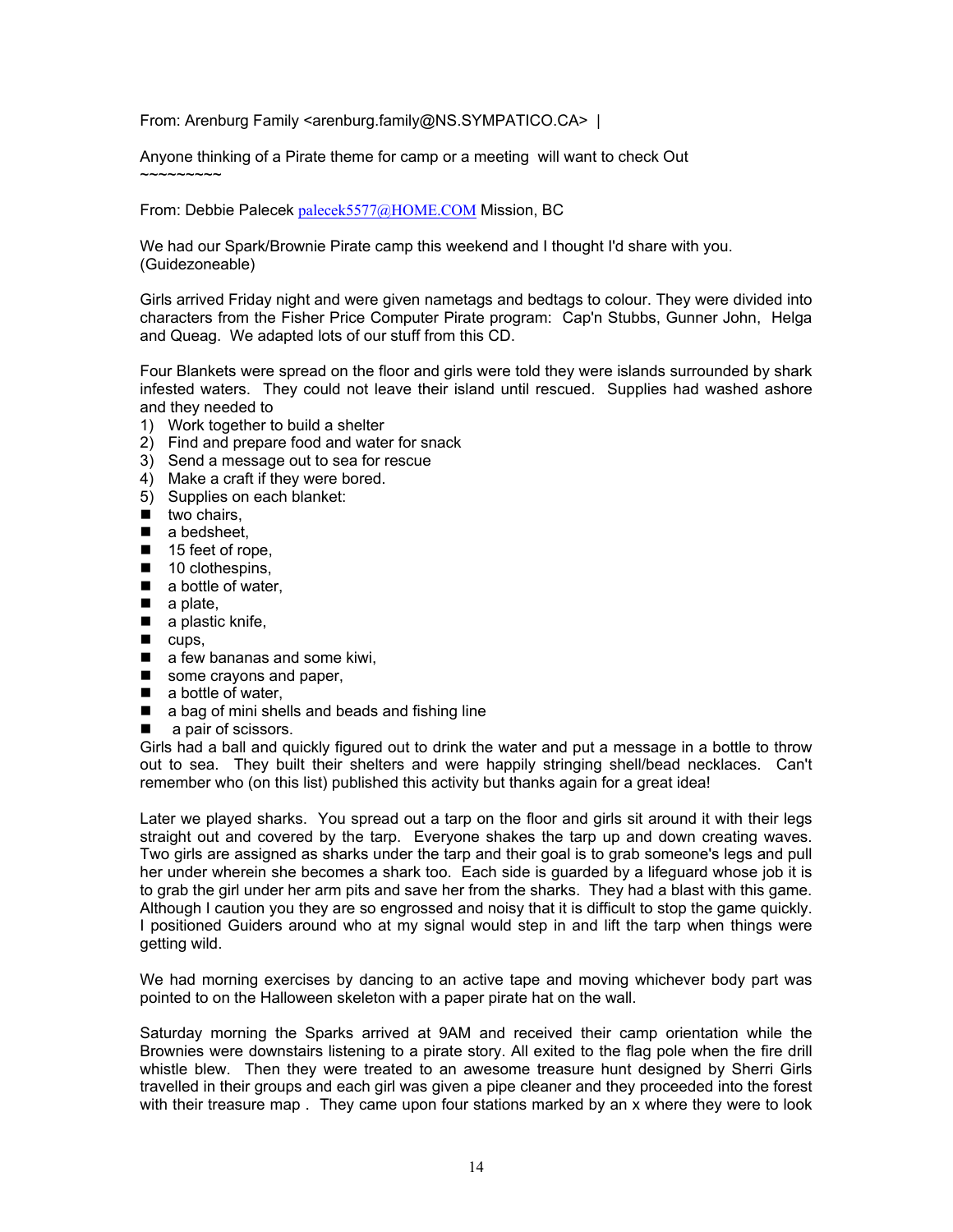From: Arenburg Family <arenburg.family@NS.SYMPATICO.CA> |

Anyone thinking of a Pirate theme for camp or a meeting will want to check Out
~~~~~~~~~

From: Debbie Palecek palecek5577@HOME.COM Mission, BC

We had our Spark/Brownie Pirate camp this weekend and I thought I'd share with you. (Guidezoneable)

Girls arrived Friday night and were given nametags and bedtags to colour. They were divided into characters from the Fisher Price Computer Pirate program: Cap'n Stubbs, Gunner John, Helga and Queag. We adapted lots of our stuff from this CD.

Four Blankets were spread on the floor and girls were told they were islands surrounded by shark infested waters. They could not leave their island until rescued. Supplies had washed ashore and they needed to

1) Work together to build a shelter
2) Find and prepare food and water for snack
3) Send a message out to sea for rescue
4) Make a craft if they were bored.
5) Supplies on each blanket:

- two chairs,
- a bedsheet,
- 15 feet of rope,
- 10 clothespins,
- a bottle of water,
- a plate,
- a plastic knife,
- cups,
- a few bananas and some kiwi,
- some crayons and paper,
- a bottle of water,
- a bag of mini shells and beads and fishing line
- a pair of scissors.

Girls had a ball and quickly figured out to drink the water and put a message in a bottle to throw out to sea. They built their shelters and were happily stringing shell/bead necklaces. Can't remember who (on this list) published this activity but thanks again for a great idea!

Later we played sharks. You spread out a tarp on the floor and girls sit around it with their legs straight out and covered by the tarp. Everyone shakes the tarp up and down creating waves. Two girls are assigned as sharks under the tarp and their goal is to grab someone's legs and pull her under wherein she becomes a shark too. Each side is guarded by a lifeguard whose job it is to grab the girl under her arm pits and save her from the sharks. They had a blast with this game. Although I caution you they are so engrossed and noisy that it is difficult to stop the game quickly. I positioned Guiders around who at my signal would step in and lift the tarp when things were getting wild.

We had morning exercises by dancing to an active tape and moving whichever body part was pointed to on the Halloween skeleton with a paper pirate hat on the wall.

Saturday morning the Sparks arrived at 9AM and received their camp orientation while the Brownies were downstairs listening to a pirate story. All exited to the flag pole when the fire drill whistle blew. Then they were treated to an awesome treasure hunt designed by Sherri Girls travelled in their groups and each girl was given a pipe cleaner and they proceeded into the forest with their treasure map . They came upon four stations marked by an x where they were to look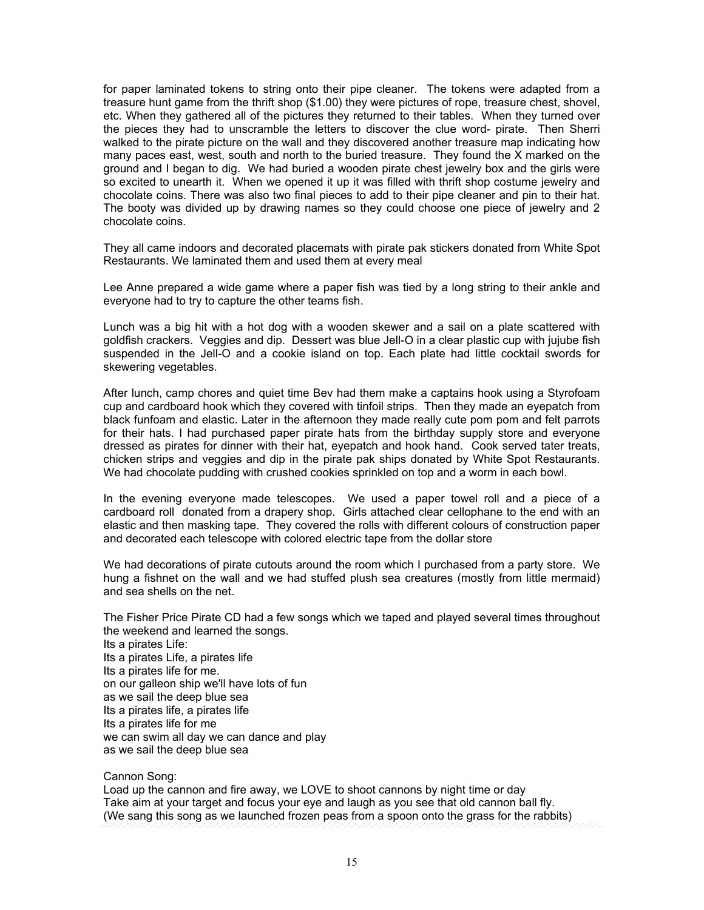for paper laminated tokens to string onto their pipe cleaner. The tokens were adapted from a treasure hunt game from the thrift shop ($1.00) they were pictures of rope, treasure chest, shovel, etc. When they gathered all of the pictures they returned to their tables. When they turned over the pieces they had to unscramble the letters to discover the clue word- pirate. Then Sherri walked to the pirate picture on the wall and they discovered another treasure map indicating how many paces east, west, south and north to the buried treasure. They found the X marked on the ground and I began to dig. We had buried a wooden pirate chest jewelry box and the girls were so excited to unearth it. When we opened it up it was filled with thrift shop costume jewelry and chocolate coins. There was also two final pieces to add to their pipe cleaner and pin to their hat. The booty was divided up by drawing names so they could choose one piece of jewelry and 2 chocolate coins.

They all came indoors and decorated placemats with pirate pak stickers donated from White Spot Restaurants. We laminated them and used them at every meal

Lee Anne prepared a wide game where a paper fish was tied by a long string to their ankle and everyone had to try to capture the other teams fish.

Lunch was a big hit with a hot dog with a wooden skewer and a sail on a plate scattered with goldfish crackers. Veggies and dip. Dessert was blue Jell-O in a clear plastic cup with jujube fish suspended in the Jell-O and a cookie island on top. Each plate had little cocktail swords for skewering vegetables.

After lunch, camp chores and quiet time Bev had them make a captains hook using a Styrofoam cup and cardboard hook which they covered with tinfoil strips. Then they made an eyepatch from black funfoam and elastic. Later in the afternoon they made really cute pom pom and felt parrots for their hats. I had purchased paper pirate hats from the birthday supply store and everyone dressed as pirates for dinner with their hat, eyepatch and hook hand. Cook served tater treats, chicken strips and veggies and dip in the pirate pak ships donated by White Spot Restaurants. We had chocolate pudding with crushed cookies sprinkled on top and a worm in each bowl.

In the evening everyone made telescopes. We used a paper towel roll and a piece of a cardboard roll donated from a drapery shop. Girls attached clear cellophane to the end with an elastic and then masking tape. They covered the rolls with different colours of construction paper and decorated each telescope with colored electric tape from the dollar store

We had decorations of pirate cutouts around the room which I purchased from a party store. We hung a fishnet on the wall and we had stuffed plush sea creatures (mostly from little mermaid) and sea shells on the net.

The Fisher Price Pirate CD had a few songs which we taped and played several times throughout the weekend and learned the songs.
Its a pirates Life:
Its a pirates Life, a pirates life
Its a pirates life for me.
on our galleon ship we'll have lots of fun
as we sail the deep blue sea
Its a pirates life, a pirates life
Its a pirates life for me
we can swim all day we can dance and play
as we sail the deep blue sea

Cannon Song:
Load up the cannon and fire away, we LOVE to shoot cannons by night time or day
Take aim at your target and focus your eye and laugh as you see that old cannon ball fly.
(We sang this song as we launched frozen peas from a spoon onto the grass for the rabbits)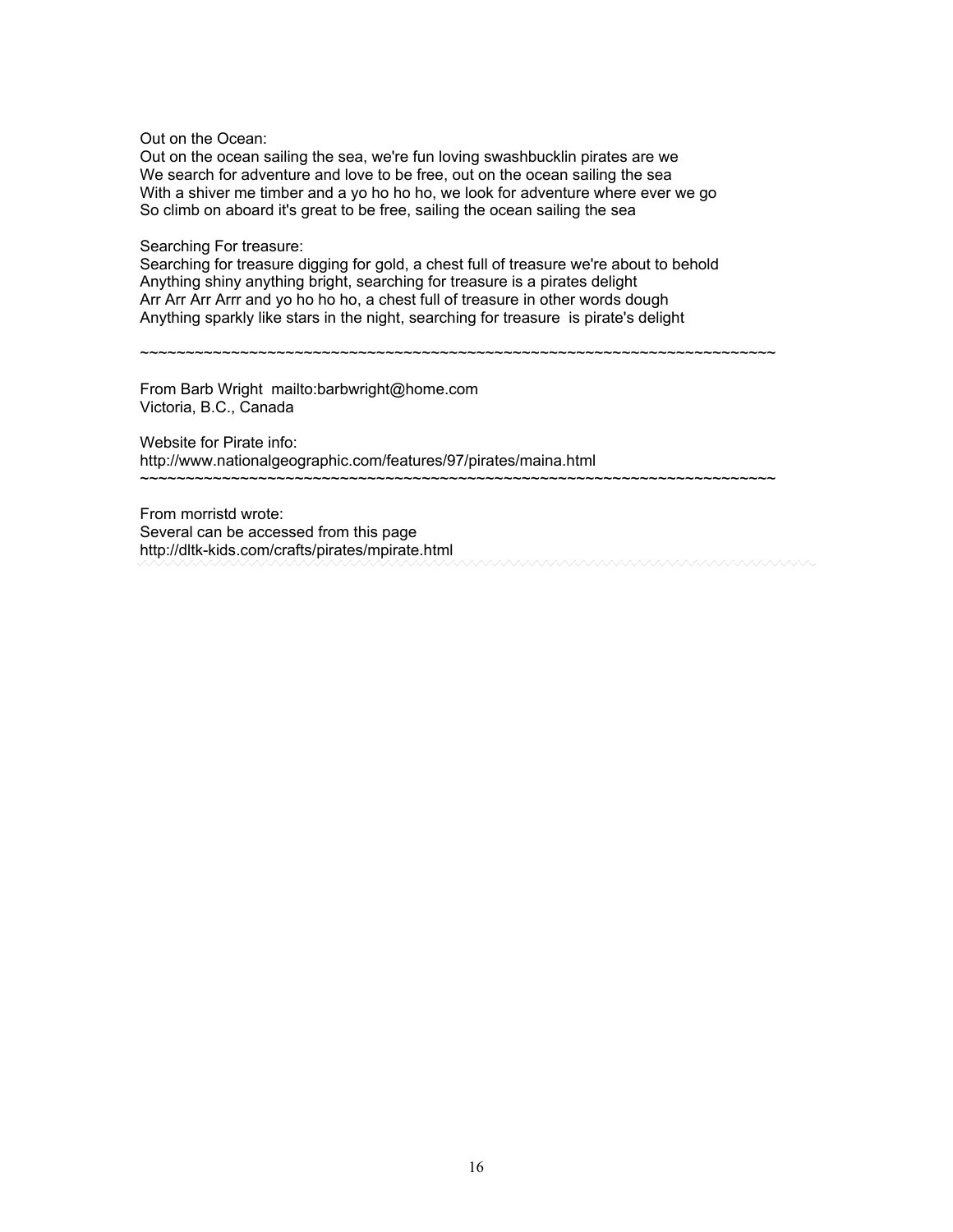Out on the Ocean:
Out on the ocean sailing the sea, we're fun loving swashbucklin pirates are we
We search for adventure and love to be free, out on the ocean sailing the sea
With a shiver me timber and a yo ho ho ho, we look for adventure where ever we go
So climb on aboard it's great to be free, sailing the ocean sailing the sea

Searching For treasure:
Searching for treasure digging for gold, a chest full of treasure we're about to behold
Anything shiny anything bright, searching for treasure is a pirates delight
Arr Arr Arr Arrr and yo ho ho ho, a chest full of treasure in other words dough
Anything sparkly like stars in the night, searching for treasure  is pirate's delight

~~~~~~~~~~~~~~~~~~~~~~~~~~~~~~~~~~~~~~~~~~~~~~~~~~~~~~~~~~~~~~~~~~~~~~~~

From Barb Wright  mailto:barbwright@home.com
Victoria, B.C., Canada

Website for Pirate info:
http://www.nationalgeographic.com/features/97/pirates/maina.html
~~~~~~~~~~~~~~~~~~~~~~~~~~~~~~~~~~~~~~~~~~~~~~~~~~~~~~~~~~~~~~~~~~~~~~~~

From morristd wrote:
Several can be accessed from this page
http://dltk-kids.com/crafts/pirates/mpirate.html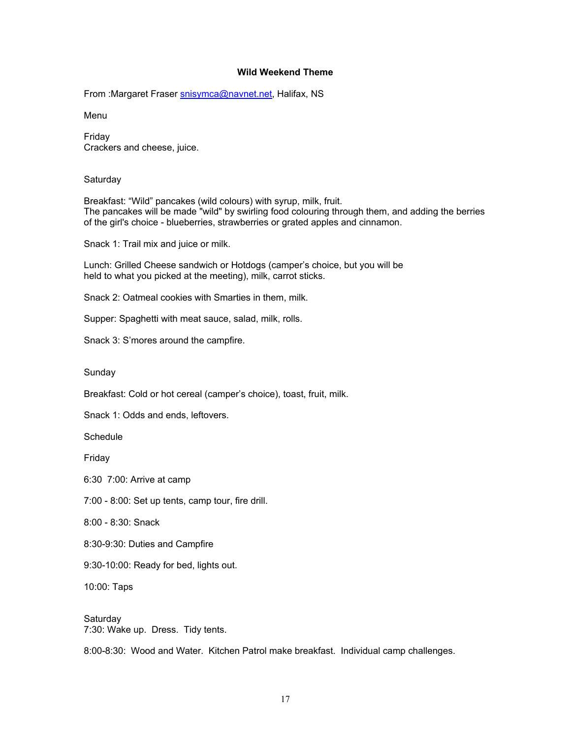**Wild Weekend Theme**

From :Margaret Fraser snisymca@navnet.net, Halifax, NS

Menu

Friday
Crackers and cheese, juice.

Saturday

Breakfast: "Wild" pancakes (wild colours) with syrup, milk, fruit.
The pancakes will be made "wild" by swirling food colouring through them, and adding the berries of the girl's choice - blueberries, strawberries or grated apples and cinnamon.

Snack 1: Trail mix and juice or milk.

Lunch: Grilled Cheese sandwich or Hotdogs (camper's choice, but you will be held to what you picked at the meeting), milk, carrot sticks.

Snack 2: Oatmeal cookies with Smarties in them, milk.

Supper: Spaghetti with meat sauce, salad, milk, rolls.

Snack 3: S'mores around the campfire.

Sunday

Breakfast: Cold or hot cereal (camper's choice), toast, fruit, milk.

Snack 1: Odds and ends, leftovers.

Schedule

Friday

6:30 7:00: Arrive at camp

7:00 - 8:00: Set up tents, camp tour, fire drill.

8:00 - 8:30: Snack

8:30-9:30: Duties and Campfire

9:30-10:00: Ready for bed, lights out.

10:00: Taps

Saturday
7:30: Wake up. Dress. Tidy tents.

8:00-8:30: Wood and Water. Kitchen Patrol make breakfast. Individual camp challenges.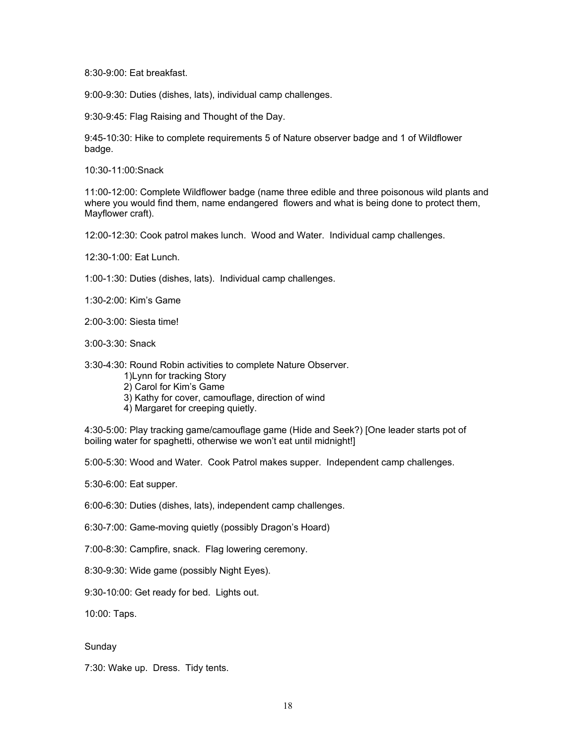8:30-9:00: Eat breakfast.

9:00-9:30: Duties (dishes, lats), individual camp challenges.

9:30-9:45: Flag Raising and Thought of the Day.

9:45-10:30: Hike to complete requirements 5 of Nature observer badge and 1 of Wildflower badge.

10:30-11:00:Snack

11:00-12:00: Complete Wildflower badge (name three edible and three poisonous wild plants and where you would find them, name endangered flowers and what is being done to protect them, Mayflower craft).

12:00-12:30: Cook patrol makes lunch. Wood and Water. Individual camp challenges.

12:30-1:00: Eat Lunch.

1:00-1:30: Duties (dishes, lats). Individual camp challenges.

1:30-2:00: Kim's Game

2:00-3:00: Siesta time!

3:00-3:30: Snack

3:30-4:30: Round Robin activities to complete Nature Observer.

1)Lynn for tracking Story
2) Carol for Kim's Game
3) Kathy for cover, camouflage, direction of wind
4) Margaret for creeping quietly.

4:30-5:00: Play tracking game/camouflage game (Hide and Seek?) [One leader starts pot of boiling water for spaghetti, otherwise we won't eat until midnight!]

5:00-5:30: Wood and Water. Cook Patrol makes supper. Independent camp challenges.

5:30-6:00: Eat supper.

6:00-6:30: Duties (dishes, lats), independent camp challenges.

6:30-7:00: Game-moving quietly (possibly Dragon's Hoard)

7:00-8:30: Campfire, snack. Flag lowering ceremony.

8:30-9:30: Wide game (possibly Night Eyes).

9:30-10:00: Get ready for bed. Lights out.

10:00: Taps.

Sunday

7:30: Wake up. Dress. Tidy tents.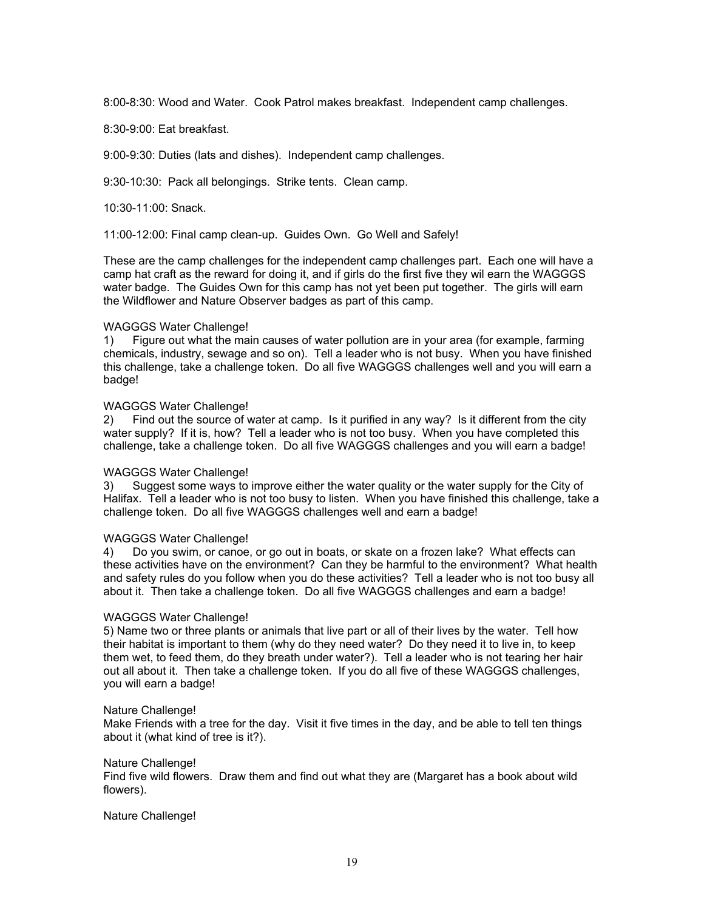8:00-8:30: Wood and Water. Cook Patrol makes breakfast. Independent camp challenges.

8:30-9:00: Eat breakfast.

9:00-9:30: Duties (lats and dishes). Independent camp challenges.

9:30-10:30: Pack all belongings. Strike tents. Clean camp.

10:30-11:00: Snack.

11:00-12:00: Final camp clean-up. Guides Own. Go Well and Safely!

These are the camp challenges for the independent camp challenges part. Each one will have a camp hat craft as the reward for doing it, and if girls do the first five they wil earn the WAGGGS water badge. The Guides Own for this camp has not yet been put together. The girls will earn the Wildflower and Nature Observer badges as part of this camp.

WAGGGS Water Challenge!
1) Figure out what the main causes of water pollution are in your area (for example, farming chemicals, industry, sewage and so on). Tell a leader who is not busy. When you have finished this challenge, take a challenge token. Do all five WAGGGS challenges well and you will earn a badge!

WAGGGS Water Challenge!
2) Find out the source of water at camp. Is it purified in any way? Is it different from the city water supply? If it is, how? Tell a leader who is not too busy. When you have completed this challenge, take a challenge token. Do all five WAGGGS challenges and you will earn a badge!

WAGGGS Water Challenge!
3) Suggest some ways to improve either the water quality or the water supply for the City of Halifax. Tell a leader who is not too busy to listen. When you have finished this challenge, take a challenge token. Do all five WAGGGS challenges well and earn a badge!

WAGGGS Water Challenge!
4) Do you swim, or canoe, or go out in boats, or skate on a frozen lake? What effects can these activities have on the environment? Can they be harmful to the environment? What health and safety rules do you follow when you do these activities? Tell a leader who is not too busy all about it. Then take a challenge token. Do all five WAGGGS challenges and earn a badge!

WAGGGS Water Challenge!
5) Name two or three plants or animals that live part or all of their lives by the water. Tell how their habitat is important to them (why do they need water? Do they need it to live in, to keep them wet, to feed them, do they breath under water?). Tell a leader who is not tearing her hair out all about it. Then take a challenge token. If you do all five of these WAGGGS challenges, you will earn a badge!

Nature Challenge!
Make Friends with a tree for the day. Visit it five times in the day, and be able to tell ten things about it (what kind of tree is it?).

Nature Challenge!
Find five wild flowers. Draw them and find out what they are (Margaret has a book about wild flowers).

Nature Challenge!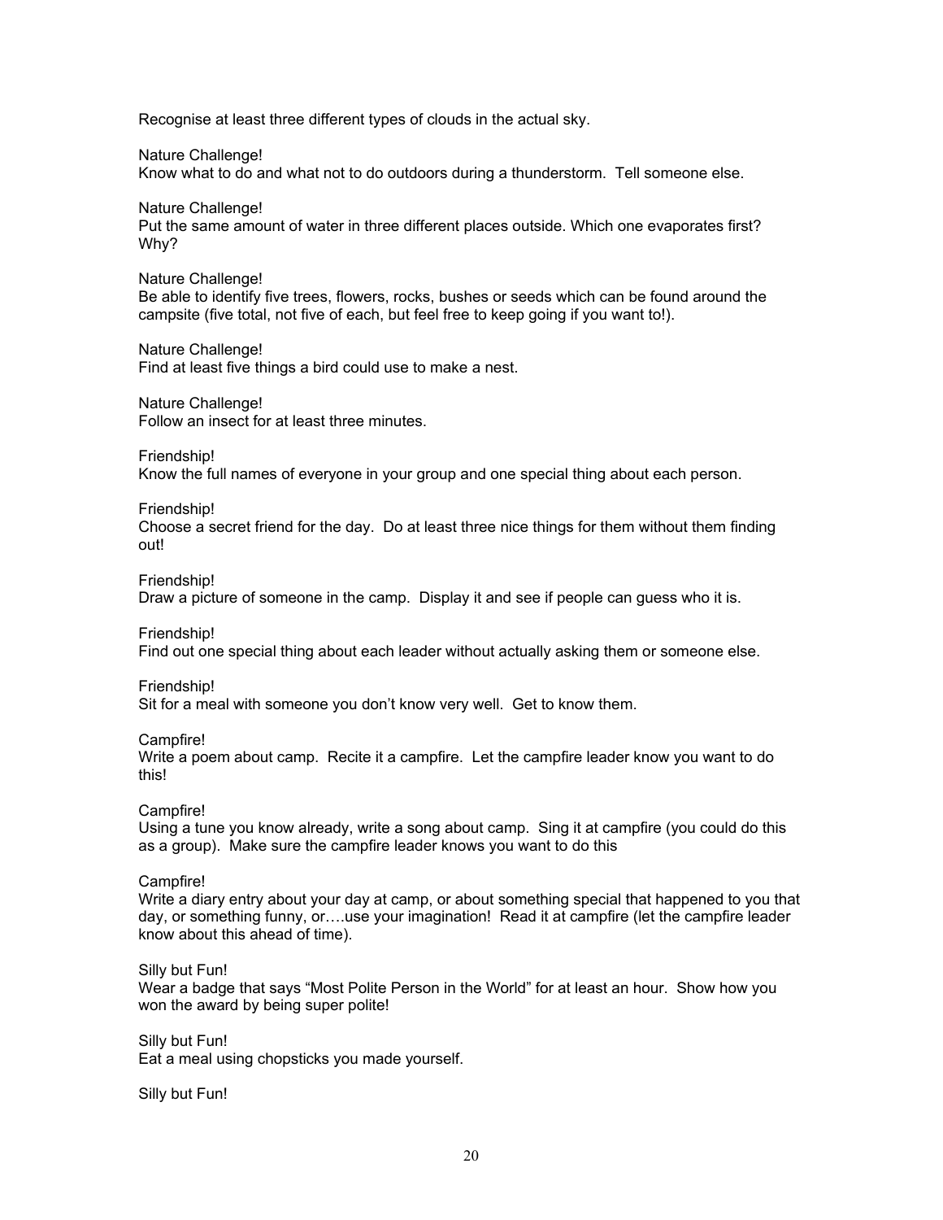Recognise at least three different types of clouds in the actual sky.

Nature Challenge!
Know what to do and what not to do outdoors during a thunderstorm. Tell someone else.

Nature Challenge!
Put the same amount of water in three different places outside. Which one evaporates first? Why?

Nature Challenge!
Be able to identify five trees, flowers, rocks, bushes or seeds which can be found around the campsite (five total, not five of each, but feel free to keep going if you want to!).

Nature Challenge!
Find at least five things a bird could use to make a nest.

Nature Challenge!
Follow an insect for at least three minutes.

Friendship!
Know the full names of everyone in your group and one special thing about each person.

Friendship!
Choose a secret friend for the day. Do at least three nice things for them without them finding out!

Friendship!
Draw a picture of someone in the camp. Display it and see if people can guess who it is.

Friendship!
Find out one special thing about each leader without actually asking them or someone else.

Friendship!
Sit for a meal with someone you don't know very well. Get to know them.

Campfire!
Write a poem about camp. Recite it a campfire. Let the campfire leader know you want to do this!

Campfire!
Using a tune you know already, write a song about camp. Sing it at campfire (you could do this as a group). Make sure the campfire leader knows you want to do this

Campfire!
Write a diary entry about your day at camp, or about something special that happened to you that day, or something funny, or….use your imagination! Read it at campfire (let the campfire leader know about this ahead of time).

Silly but Fun!
Wear a badge that says "Most Polite Person in the World" for at least an hour. Show how you won the award by being super polite!

Silly but Fun!
Eat a meal using chopsticks you made yourself.

Silly but Fun!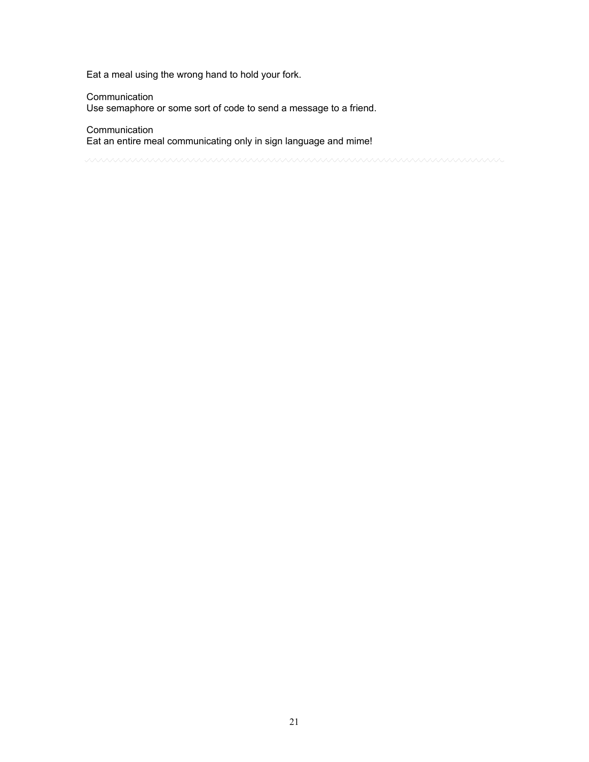Eat a meal using the wrong hand to hold your fork.

Communication
Use semaphore or some sort of code to send a message to a friend.

Communication
Eat an entire meal communicating only in sign language and mime!

---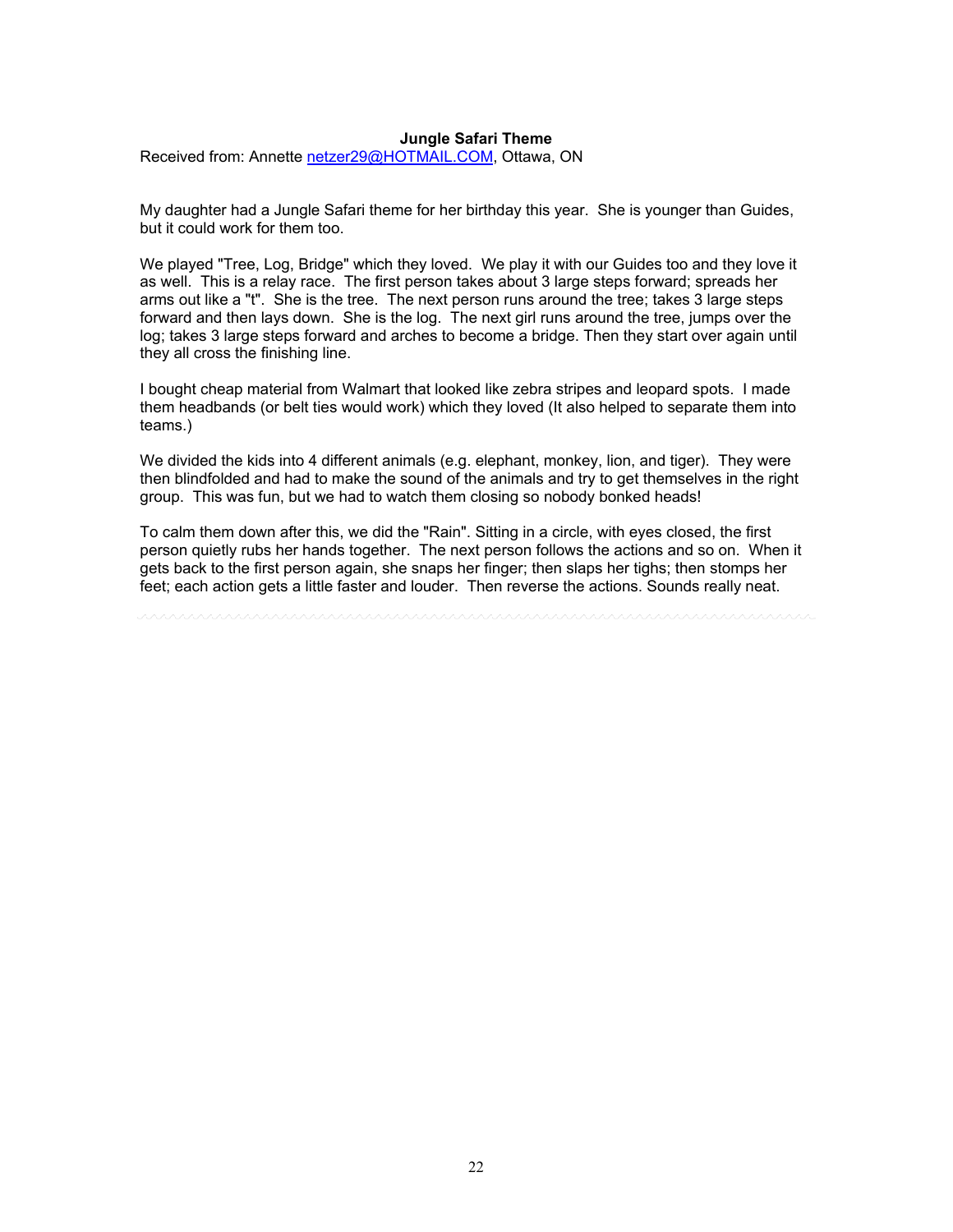**Jungle Safari Theme**

Received from: Annette netzer29@HOTMAIL.COM, Ottawa, ON

My daughter had a Jungle Safari theme for her birthday this year. She is younger than Guides, but it could work for them too.

We played "Tree, Log, Bridge" which they loved. We play it with our Guides too and they love it as well. This is a relay race. The first person takes about 3 large steps forward; spreads her arms out like a "t". She is the tree. The next person runs around the tree; takes 3 large steps forward and then lays down. She is the log. The next girl runs around the tree, jumps over the log; takes 3 large steps forward and arches to become a bridge. Then they start over again until they all cross the finishing line.

I bought cheap material from Walmart that looked like zebra stripes and leopard spots. I made them headbands (or belt ties would work) which they loved (It also helped to separate them into teams.)

We divided the kids into 4 different animals (e.g. elephant, monkey, lion, and tiger). They were then blindfolded and had to make the sound of the animals and try to get themselves in the right group. This was fun, but we had to watch them closing so nobody bonked heads!

To calm them down after this, we did the "Rain". Sitting in a circle, with eyes closed, the first person quietly rubs her hands together. The next person follows the actions and so on. When it gets back to the first person again, she snaps her finger; then slaps her tighs; then stomps her feet; each action gets a little faster and louder. Then reverse the actions. Sounds really neat.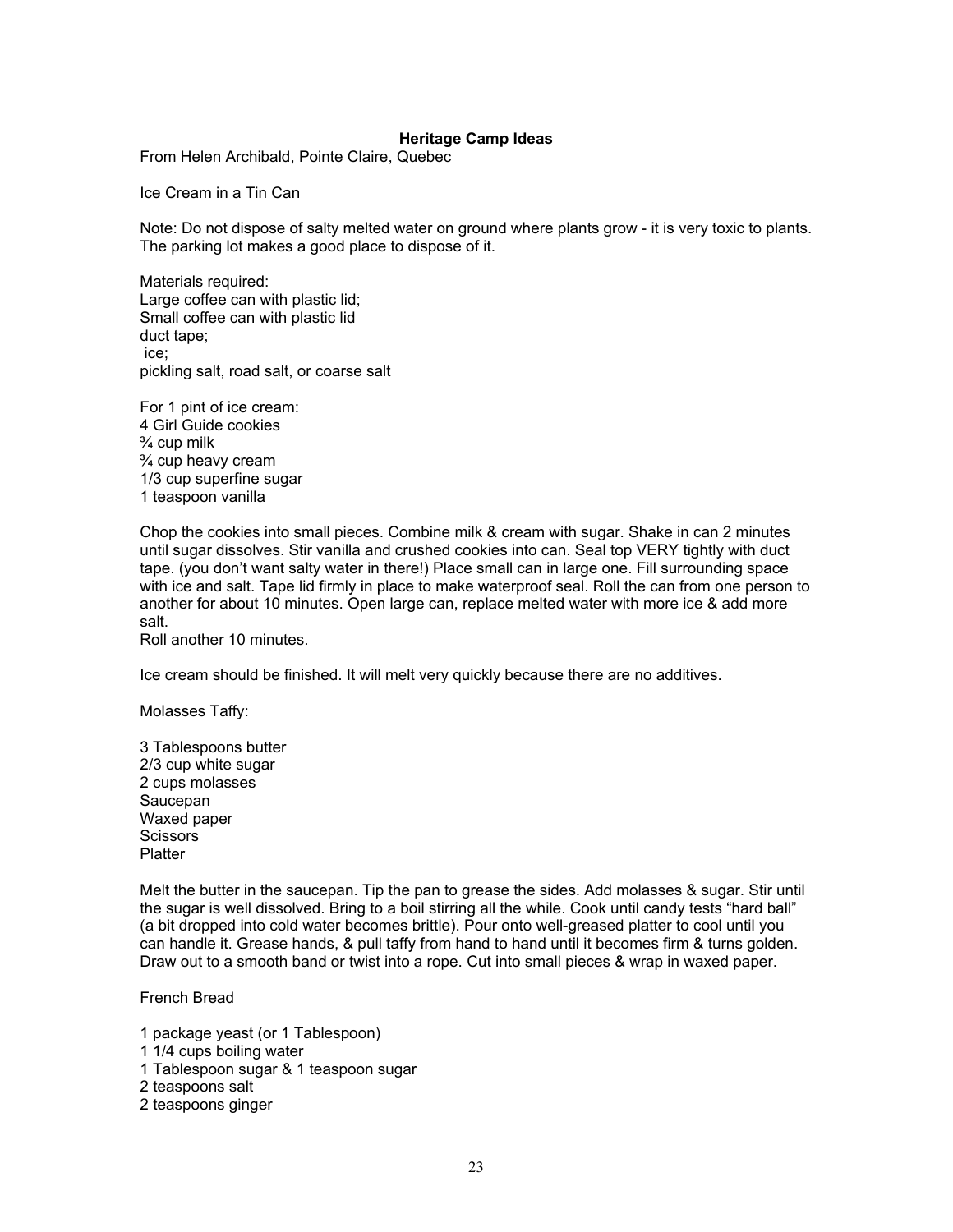**Heritage Camp Ideas**

From Helen Archibald, Pointe Claire, Quebec

Ice Cream in a Tin Can

Note: Do not dispose of salty melted water on ground where plants grow - it is very toxic to plants. The parking lot makes a good place to dispose of it.

Materials required:
Large coffee can with plastic lid;
Small coffee can with plastic lid
duct tape;
ice;
pickling salt, road salt, or coarse salt

For 1 pint of ice cream:
4 Girl Guide cookies
¾ cup milk
¾ cup heavy cream
1/3 cup superfine sugar
1 teaspoon vanilla

Chop the cookies into small pieces. Combine milk & cream with sugar. Shake in can 2 minutes until sugar dissolves. Stir vanilla and crushed cookies into can. Seal top VERY tightly with duct tape. (you don't want salty water in there!) Place small can in large one. Fill surrounding space with ice and salt. Tape lid firmly in place to make waterproof seal. Roll the can from one person to another for about 10 minutes. Open large can, replace melted water with more ice & add more salt.
Roll another 10 minutes.

Ice cream should be finished. It will melt very quickly because there are no additives.

Molasses Taffy:

3 Tablespoons butter
2/3 cup white sugar
2 cups molasses
Saucepan
Waxed paper
Scissors
Platter

Melt the butter in the saucepan. Tip the pan to grease the sides. Add molasses & sugar. Stir until the sugar is well dissolved. Bring to a boil stirring all the while. Cook until candy tests "hard ball" (a bit dropped into cold water becomes brittle). Pour onto well-greased platter to cool until you can handle it. Grease hands, & pull taffy from hand to hand until it becomes firm & turns golden. Draw out to a smooth band or twist into a rope. Cut into small pieces & wrap in waxed paper.

French Bread

1 package yeast (or 1 Tablespoon)
1 1/4 cups boiling water
1 Tablespoon sugar & 1 teaspoon sugar
2 teaspoons salt
2 teaspoons ginger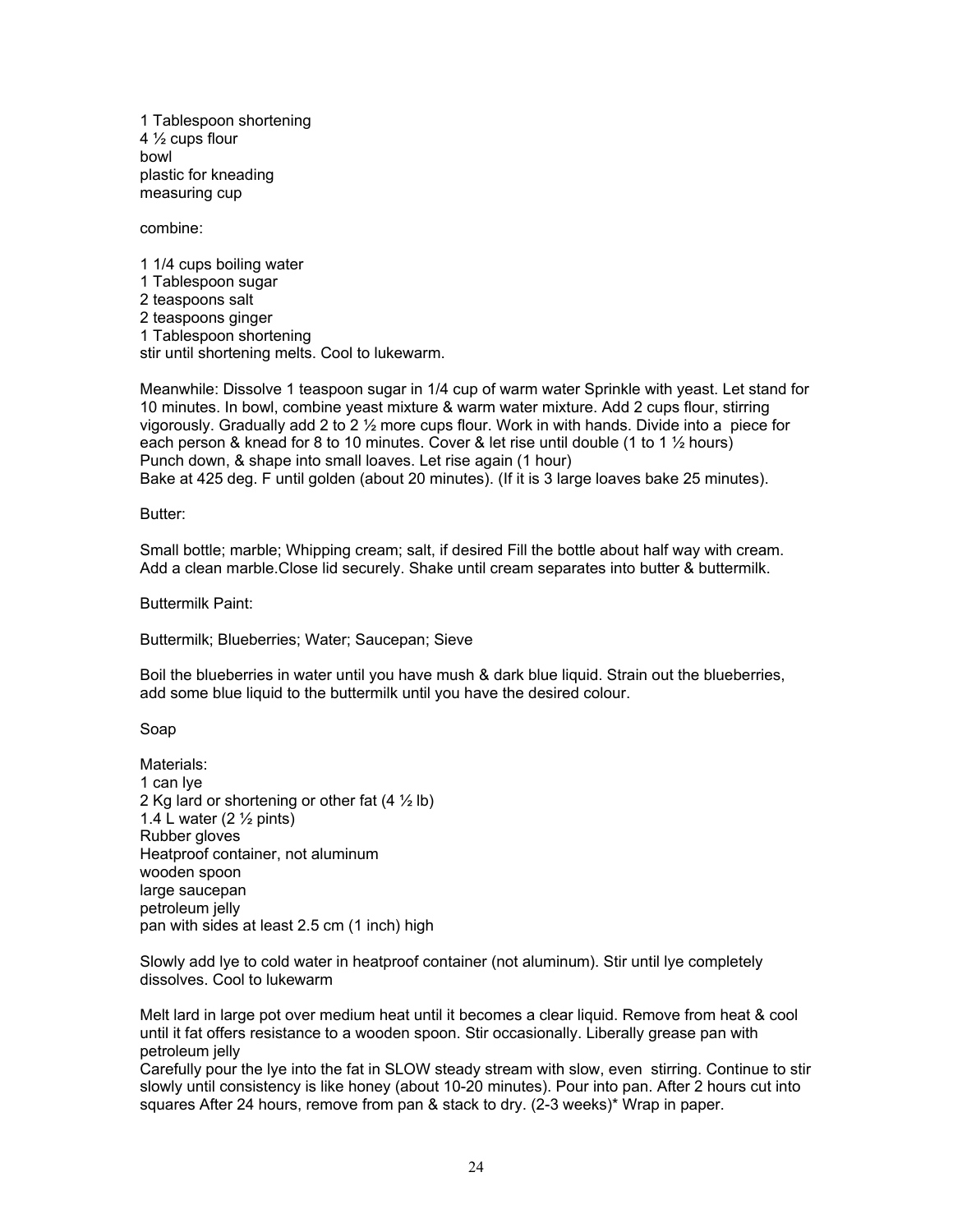1 Tablespoon shortening
4 ½ cups flour
bowl
plastic for kneading
measuring cup

combine:

1 1/4 cups boiling water
1 Tablespoon sugar
2 teaspoons salt
2 teaspoons ginger
1 Tablespoon shortening
stir until shortening melts. Cool to lukewarm.

Meanwhile: Dissolve 1 teaspoon sugar in 1/4 cup of warm water Sprinkle with yeast. Let stand for 10 minutes. In bowl, combine yeast mixture & warm water mixture. Add 2 cups flour, stirring vigorously. Gradually add 2 to 2 ½ more cups flour. Work in with hands. Divide into a piece for each person & knead for 8 to 10 minutes. Cover & let rise until double (1 to 1 ½ hours)
Punch down, & shape into small loaves. Let rise again (1 hour)
Bake at 425 deg. F until golden (about 20 minutes). (If it is 3 large loaves bake 25 minutes).

Butter:

Small bottle; marble; Whipping cream; salt, if desired Fill the bottle about half way with cream. Add a clean marble.Close lid securely. Shake until cream separates into butter & buttermilk.

Buttermilk Paint:

Buttermilk; Blueberries; Water; Saucepan; Sieve

Boil the blueberries in water until you have mush & dark blue liquid. Strain out the blueberries, add some blue liquid to the buttermilk until you have the desired colour.

Soap

Materials:
1 can lye
2 Kg lard or shortening or other fat (4 ½ lb)
1.4 L water (2 ½ pints)
Rubber gloves
Heatproof container, not aluminum
wooden spoon
large saucepan
petroleum jelly
pan with sides at least 2.5 cm (1 inch) high

Slowly add lye to cold water in heatproof container (not aluminum). Stir until lye completely dissolves. Cool to lukewarm

Melt lard in large pot over medium heat until it becomes a clear liquid. Remove from heat & cool until it fat offers resistance to a wooden spoon. Stir occasionally. Liberally grease pan with petroleum jelly
Carefully pour the lye into the fat in SLOW steady stream with slow, even stirring. Continue to stir slowly until consistency is like honey (about 10-20 minutes). Pour into pan. After 2 hours cut into squares After 24 hours, remove from pan & stack to dry. (2-3 weeks)* Wrap in paper.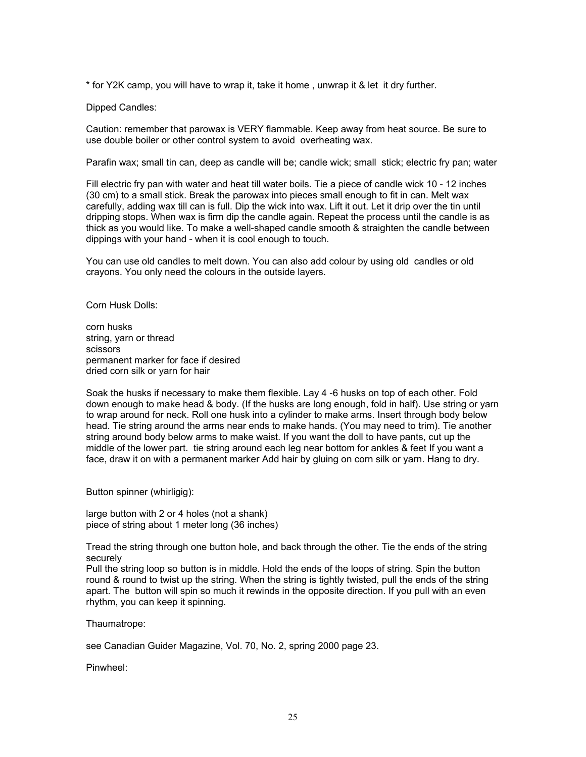* for Y2K camp, you will have to wrap it, take it home , unwrap it & let it dry further.

Dipped Candles:

Caution: remember that parowax is VERY flammable. Keep away from heat source. Be sure to use double boiler or other control system to avoid overheating wax.

Parafin wax; small tin can, deep as candle will be; candle wick; small stick; electric fry pan; water

Fill electric fry pan with water and heat till water boils. Tie a piece of candle wick 10 - 12 inches (30 cm) to a small stick. Break the parowax into pieces small enough to fit in can. Melt wax carefully, adding wax till can is full. Dip the wick into wax. Lift it out. Let it drip over the tin until dripping stops. When wax is firm dip the candle again. Repeat the process until the candle is as thick as you would like. To make a well-shaped candle smooth & straighten the candle between dippings with your hand - when it is cool enough to touch.

You can use old candles to melt down. You can also add colour by using old candles or old crayons. You only need the colours in the outside layers.

Corn Husk Dolls:

corn husks
string, yarn or thread
scissors
permanent marker for face if desired
dried corn silk or yarn for hair

Soak the husks if necessary to make them flexible. Lay 4 -6 husks on top of each other. Fold down enough to make head & body. (If the husks are long enough, fold in half). Use string or yarn to wrap around for neck. Roll one husk into a cylinder to make arms. Insert through body below head. Tie string around the arms near ends to make hands. (You may need to trim). Tie another string around body below arms to make waist. If you want the doll to have pants, cut up the middle of the lower part. tie string around each leg near bottom for ankles & feet If you want a face, draw it on with a permanent marker Add hair by gluing on corn silk or yarn. Hang to dry.

Button spinner (whirligig):

large button with 2 or 4 holes (not a shank)
piece of string about 1 meter long (36 inches)

Tread the string through one button hole, and back through the other. Tie the ends of the string securely
Pull the string loop so button is in middle. Hold the ends of the loops of string. Spin the button round & round to twist up the string. When the string is tightly twisted, pull the ends of the string apart. The button will spin so much it rewinds in the opposite direction. If you pull with an even rhythm, you can keep it spinning.

Thaumatrope:

see Canadian Guider Magazine, Vol. 70, No. 2, spring 2000 page 23.

Pinwheel: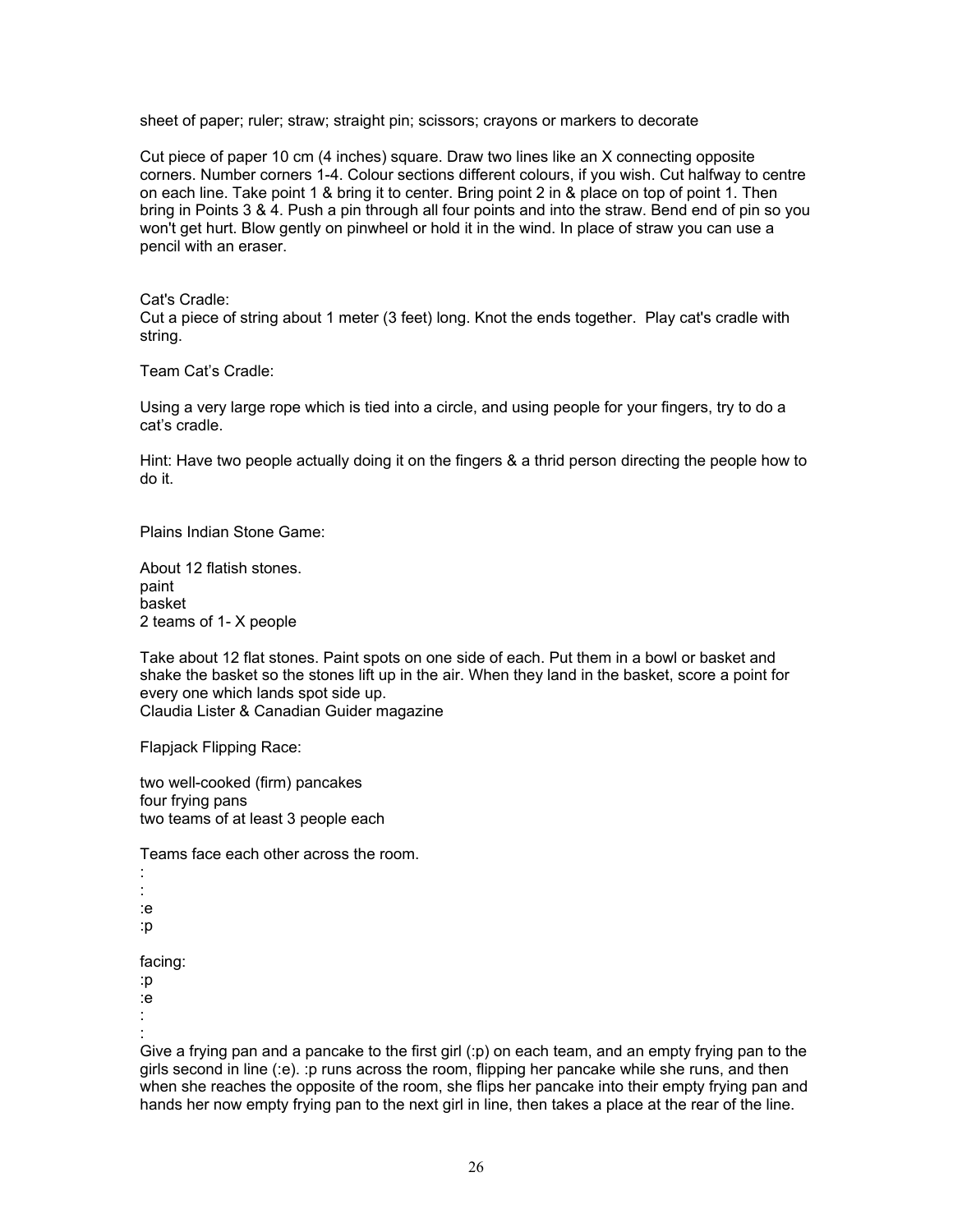sheet of paper; ruler; straw; straight pin; scissors; crayons or markers to decorate

Cut piece of paper 10 cm (4 inches) square. Draw two lines like an X connecting opposite corners. Number corners 1-4. Colour sections different colours, if you wish. Cut halfway to centre on each line. Take point 1 & bring it to center. Bring point 2 in & place on top of point 1. Then bring in Points 3 & 4. Push a pin through all four points and into the straw. Bend end of pin so you won't get hurt. Blow gently on pinwheel or hold it in the wind. In place of straw you can use a pencil with an eraser.

Cat's Cradle:
Cut a piece of string about 1 meter (3 feet) long. Knot the ends together. Play cat's cradle with string.

Team Cat's Cradle:

Using a very large rope which is tied into a circle, and using people for your fingers, try to do a cat's cradle.

Hint: Have two people actually doing it on the fingers & a thrid person directing the people how to do it.

Plains Indian Stone Game:

About 12 flatish stones.
paint
basket
2 teams of 1- X people

Take about 12 flat stones. Paint spots on one side of each. Put them in a bowl or basket and shake the basket so the stones lift up in the air. When they land in the basket, score a point for every one which lands spot side up.
Claudia Lister & Canadian Guider magazine

Flapjack Flipping Race:

two well-cooked (firm) pancakes
four frying pans
two teams of at least 3 people each

Teams face each other across the room.

:
:
:e
:p

facing:
:p
:e
:
:

Give a frying pan and a pancake to the first girl (:p) on each team, and an empty frying pan to the girls second in line (:e). :p runs across the room, flipping her pancake while she runs, and then when she reaches the opposite of the room, she flips her pancake into their empty frying pan and hands her now empty frying pan to the next girl in line, then takes a place at the rear of the line.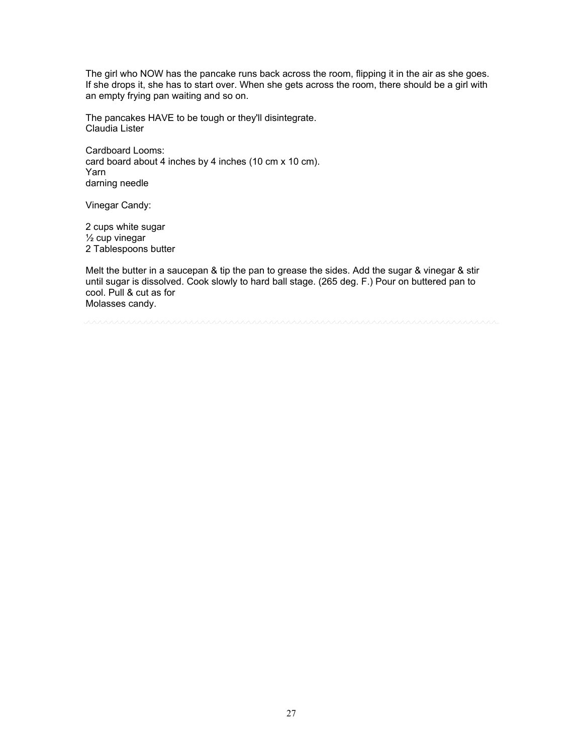The girl who NOW has the pancake runs back across the room, flipping it in the air as she goes. If she drops it, she has to start over. When she gets across the room, there should be a girl with an empty frying pan waiting and so on.

The pancakes HAVE to be tough or they'll disintegrate.
Claudia Lister

Cardboard Looms:
card board about 4 inches by 4 inches (10 cm x 10 cm).
Yarn
darning needle

Vinegar Candy:

2 cups white sugar
½ cup vinegar
2 Tablespoons butter

Melt the butter in a saucepan & tip the pan to grease the sides. Add the sugar & vinegar & stir until sugar is dissolved. Cook slowly to hard ball stage. (265 deg. F.) Pour on buttered pan to cool. Pull & cut as for
Molasses candy.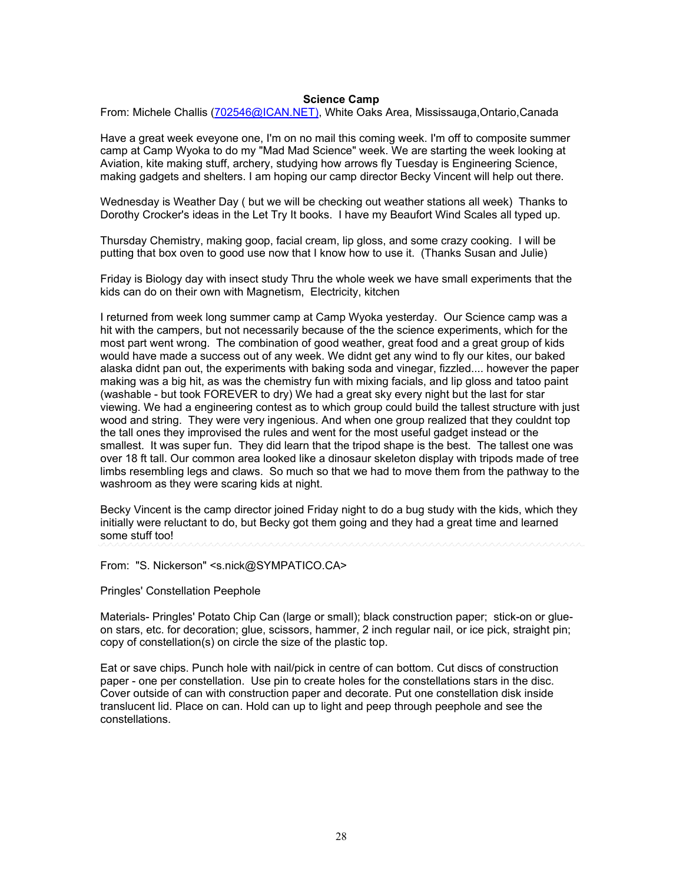**Science Camp**

From: Michele Challis (702546@ICAN.NET), White Oaks Area, Mississauga,Ontario,Canada

Have a great week eveyone one, I'm on no mail this coming week. I'm off to composite summer camp at Camp Wyoka to do my "Mad Mad Science" week. We are starting the week looking at Aviation, kite making stuff, archery, studying how arrows fly Tuesday is Engineering Science, making gadgets and shelters. I am hoping our camp director Becky Vincent will help out there.

Wednesday is Weather Day ( but we will be checking out weather stations all week) Thanks to Dorothy Crocker's ideas in the Let Try It books. I have my Beaufort Wind Scales all typed up.

Thursday Chemistry, making goop, facial cream, lip gloss, and some crazy cooking. I will be putting that box oven to good use now that I know how to use it. (Thanks Susan and Julie)

Friday is Biology day with insect study Thru the whole week we have small experiments that the kids can do on their own with Magnetism, Electricity, kitchen

I returned from week long summer camp at Camp Wyoka yesterday. Our Science camp was a hit with the campers, but not necessarily because of the the science experiments, which for the most part went wrong. The combination of good weather, great food and a great group of kids would have made a success out of any week. We didnt get any wind to fly our kites, our baked alaska didnt pan out, the experiments with baking soda and vinegar, fizzled.... however the paper making was a big hit, as was the chemistry fun with mixing facials, and lip gloss and tatoo paint (washable - but took FOREVER to dry) We had a great sky every night but the last for star viewing. We had a engineering contest as to which group could build the tallest structure with just wood and string. They were very ingenious. And when one group realized that they couldnt top the tall ones they improvised the rules and went for the most useful gadget instead or the smallest. It was super fun. They did learn that the tripod shape is the best. The tallest one was over 18 ft tall. Our common area looked like a dinosaur skeleton display with tripods made of tree limbs resembling legs and claws. So much so that we had to move them from the pathway to the washroom as they were scaring kids at night.

Becky Vincent is the camp director joined Friday night to do a bug study with the kids, which they initially were reluctant to do, but Becky got them going and they had a great time and learned some stuff too!

---

From: "S. Nickerson" <s.nick@SYMPATICO.CA>

Pringles' Constellation Peephole

Materials- Pringles' Potato Chip Can (large or small); black construction paper; stick-on or glue-on stars, etc. for decoration; glue, scissors, hammer, 2 inch regular nail, or ice pick, straight pin; copy of constellation(s) on circle the size of the plastic top.

Eat or save chips. Punch hole with nail/pick in centre of can bottom. Cut discs of construction paper - one per constellation. Use pin to create holes for the constellations stars in the disc. Cover outside of can with construction paper and decorate. Put one constellation disk inside translucent lid. Place on can. Hold can up to light and peep through peephole and see the constellations.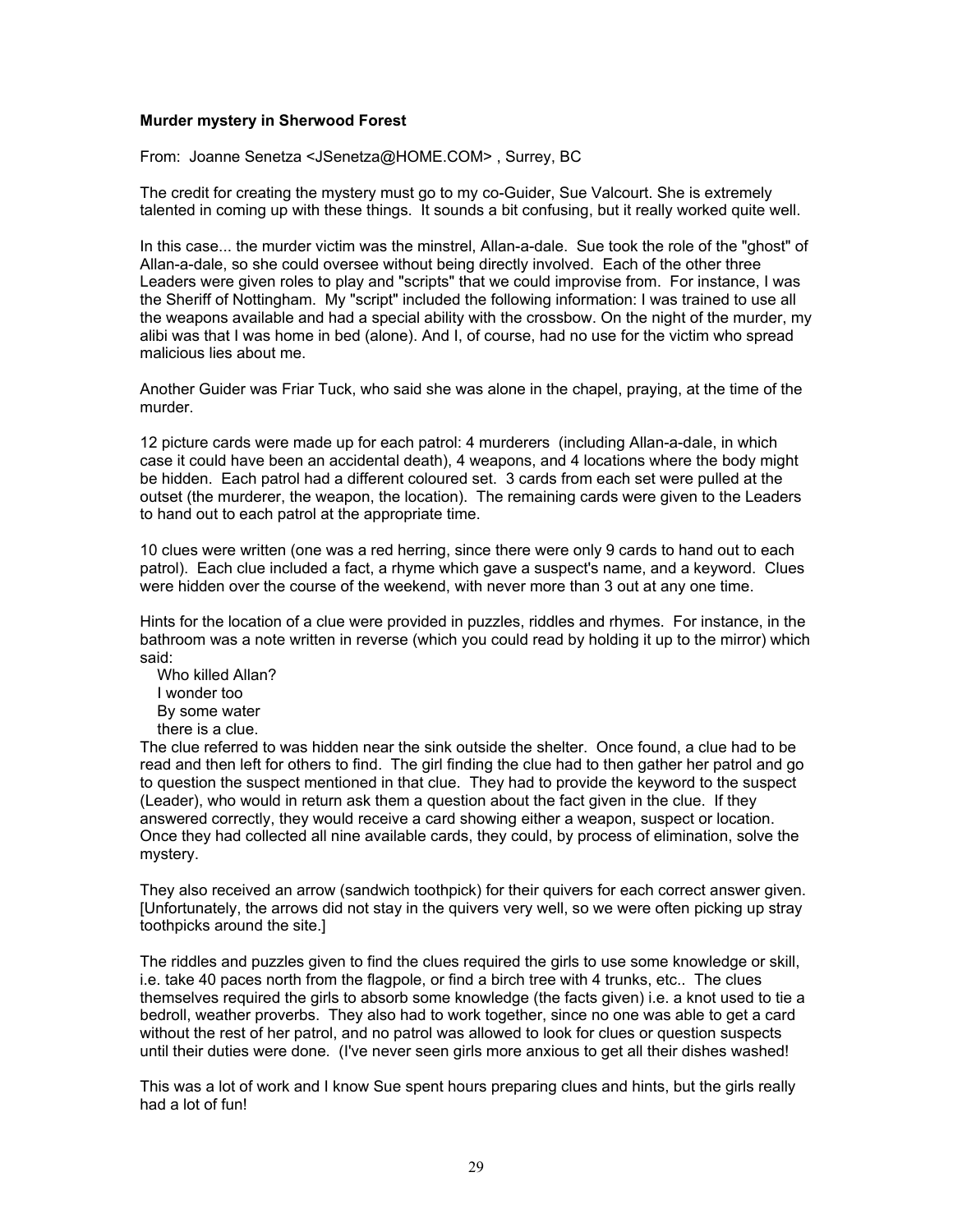**Murder mystery in Sherwood Forest**

From: Joanne Senetza <JSenetza@HOME.COM> , Surrey, BC

The credit for creating the mystery must go to my co-Guider, Sue Valcourt. She is extremely talented in coming up with these things. It sounds a bit confusing, but it really worked quite well.

In this case... the murder victim was the minstrel, Allan-a-dale. Sue took the role of the "ghost" of Allan-a-dale, so she could oversee without being directly involved. Each of the other three Leaders were given roles to play and "scripts" that we could improvise from. For instance, I was the Sheriff of Nottingham. My "script" included the following information: I was trained to use all the weapons available and had a special ability with the crossbow. On the night of the murder, my alibi was that I was home in bed (alone). And I, of course, had no use for the victim who spread malicious lies about me.

Another Guider was Friar Tuck, who said she was alone in the chapel, praying, at the time of the murder.

12 picture cards were made up for each patrol: 4 murderers (including Allan-a-dale, in which case it could have been an accidental death), 4 weapons, and 4 locations where the body might be hidden. Each patrol had a different coloured set. 3 cards from each set were pulled at the outset (the murderer, the weapon, the location). The remaining cards were given to the Leaders to hand out to each patrol at the appropriate time.

10 clues were written (one was a red herring, since there were only 9 cards to hand out to each patrol). Each clue included a fact, a rhyme which gave a suspect's name, and a keyword. Clues were hidden over the course of the weekend, with never more than 3 out at any one time.

Hints for the location of a clue were provided in puzzles, riddles and rhymes. For instance, in the bathroom was a note written in reverse (which you could read by holding it up to the mirror) which said:

Who killed Allan?
I wonder too
By some water
there is a clue.

The clue referred to was hidden near the sink outside the shelter. Once found, a clue had to be read and then left for others to find. The girl finding the clue had to then gather her patrol and go to question the suspect mentioned in that clue. They had to provide the keyword to the suspect (Leader), who would in return ask them a question about the fact given in the clue. If they answered correctly, they would receive a card showing either a weapon, suspect or location. Once they had collected all nine available cards, they could, by process of elimination, solve the mystery.

They also received an arrow (sandwich toothpick) for their quivers for each correct answer given. [Unfortunately, the arrows did not stay in the quivers very well, so we were often picking up stray toothpicks around the site.]

The riddles and puzzles given to find the clues required the girls to use some knowledge or skill, i.e. take 40 paces north from the flagpole, or find a birch tree with 4 trunks, etc.. The clues themselves required the girls to absorb some knowledge (the facts given) i.e. a knot used to tie a bedroll, weather proverbs. They also had to work together, since no one was able to get a card without the rest of her patrol, and no patrol was allowed to look for clues or question suspects until their duties were done. (I've never seen girls more anxious to get all their dishes washed!

This was a lot of work and I know Sue spent hours preparing clues and hints, but the girls really had a lot of fun!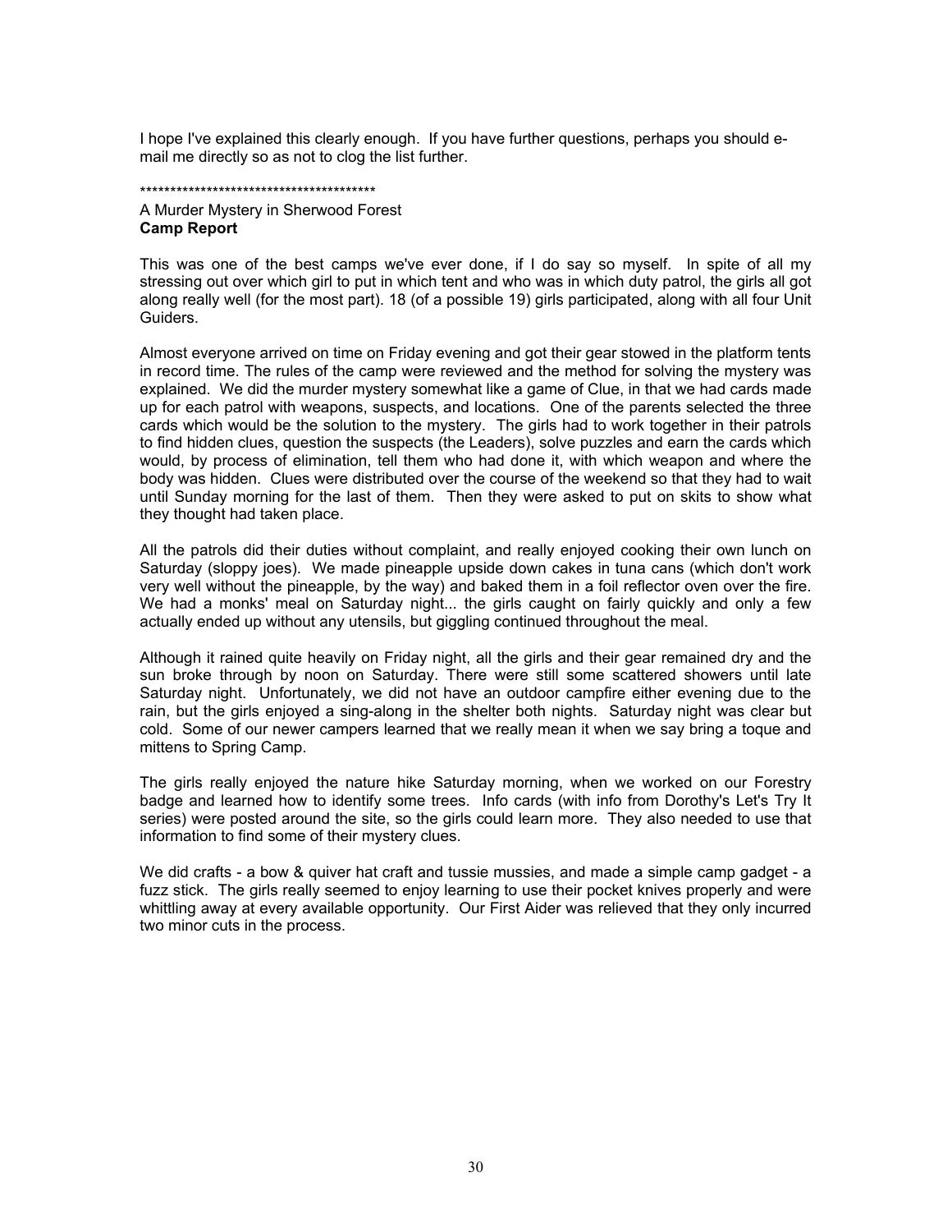I hope I've explained this clearly enough. If you have further questions, perhaps you should e-mail me directly so as not to clog the list further.

****************************************

A Murder Mystery in Sherwood Forest
**Camp Report**

This was one of the best camps we've ever done, if I do say so myself. In spite of all my stressing out over which girl to put in which tent and who was in which duty patrol, the girls all got along really well (for the most part). 18 (of a possible 19) girls participated, along with all four Unit Guiders.

Almost everyone arrived on time on Friday evening and got their gear stowed in the platform tents in record time. The rules of the camp were reviewed and the method for solving the mystery was explained. We did the murder mystery somewhat like a game of Clue, in that we had cards made up for each patrol with weapons, suspects, and locations. One of the parents selected the three cards which would be the solution to the mystery. The girls had to work together in their patrols to find hidden clues, question the suspects (the Leaders), solve puzzles and earn the cards which would, by process of elimination, tell them who had done it, with which weapon and where the body was hidden. Clues were distributed over the course of the weekend so that they had to wait until Sunday morning for the last of them. Then they were asked to put on skits to show what they thought had taken place.

All the patrols did their duties without complaint, and really enjoyed cooking their own lunch on Saturday (sloppy joes). We made pineapple upside down cakes in tuna cans (which don't work very well without the pineapple, by the way) and baked them in a foil reflector oven over the fire. We had a monks' meal on Saturday night... the girls caught on fairly quickly and only a few actually ended up without any utensils, but giggling continued throughout the meal.

Although it rained quite heavily on Friday night, all the girls and their gear remained dry and the sun broke through by noon on Saturday. There were still some scattered showers until late Saturday night. Unfortunately, we did not have an outdoor campfire either evening due to the rain, but the girls enjoyed a sing-along in the shelter both nights. Saturday night was clear but cold. Some of our newer campers learned that we really mean it when we say bring a toque and mittens to Spring Camp.

The girls really enjoyed the nature hike Saturday morning, when we worked on our Forestry badge and learned how to identify some trees. Info cards (with info from Dorothy's Let's Try It series) were posted around the site, so the girls could learn more. They also needed to use that information to find some of their mystery clues.

We did crafts - a bow & quiver hat craft and tussie mussies, and made a simple camp gadget - a fuzz stick. The girls really seemed to enjoy learning to use their pocket knives properly and were whittling away at every available opportunity. Our First Aider was relieved that they only incurred two minor cuts in the process.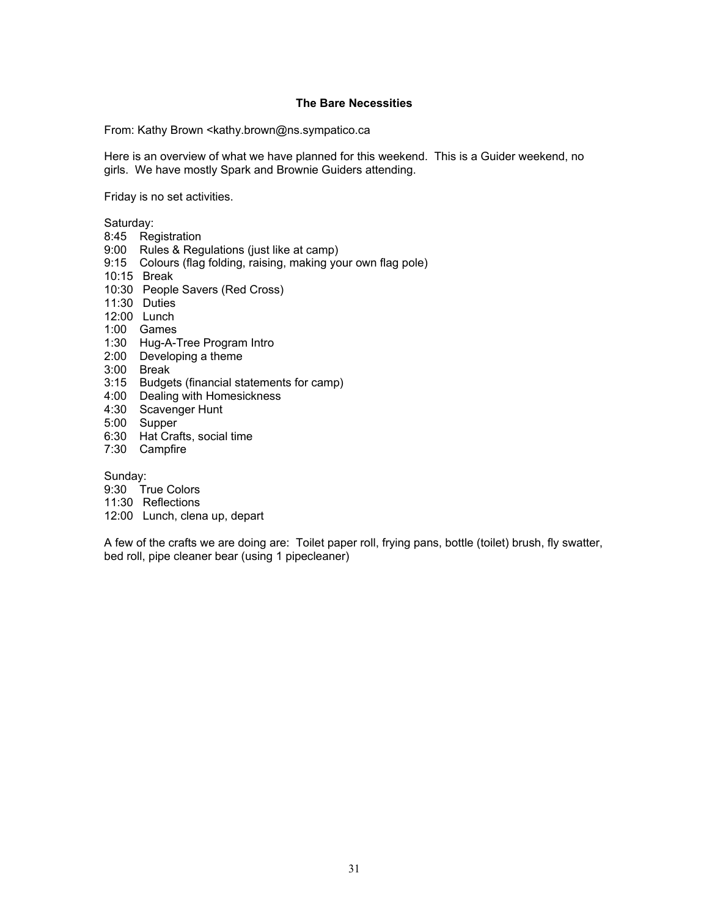**The Bare Necessities**

From: Kathy Brown <kathy.brown@ns.sympatico.ca

Here is an overview of what we have planned for this weekend. This is a Guider weekend, no girls. We have mostly Spark and Brownie Guiders attending.

Friday is no set activities.

Saturday:
8:45 Registration
9:00 Rules & Regulations (just like at camp)
9:15 Colours (flag folding, raising, making your own flag pole)
10:15 Break
10:30 People Savers (Red Cross)
11:30 Duties
12:00 Lunch
1:00 Games
1:30 Hug-A-Tree Program Intro
2:00 Developing a theme
3:00 Break
3:15 Budgets (financial statements for camp)
4:00 Dealing with Homesickness
4:30 Scavenger Hunt
5:00 Supper
6:30 Hat Crafts, social time
7:30 Campfire

Sunday:
9:30 True Colors
11:30 Reflections
12:00 Lunch, clena up, depart

A few of the crafts we are doing are: Toilet paper roll, frying pans, bottle (toilet) brush, fly swatter, bed roll, pipe cleaner bear (using 1 pipecleaner)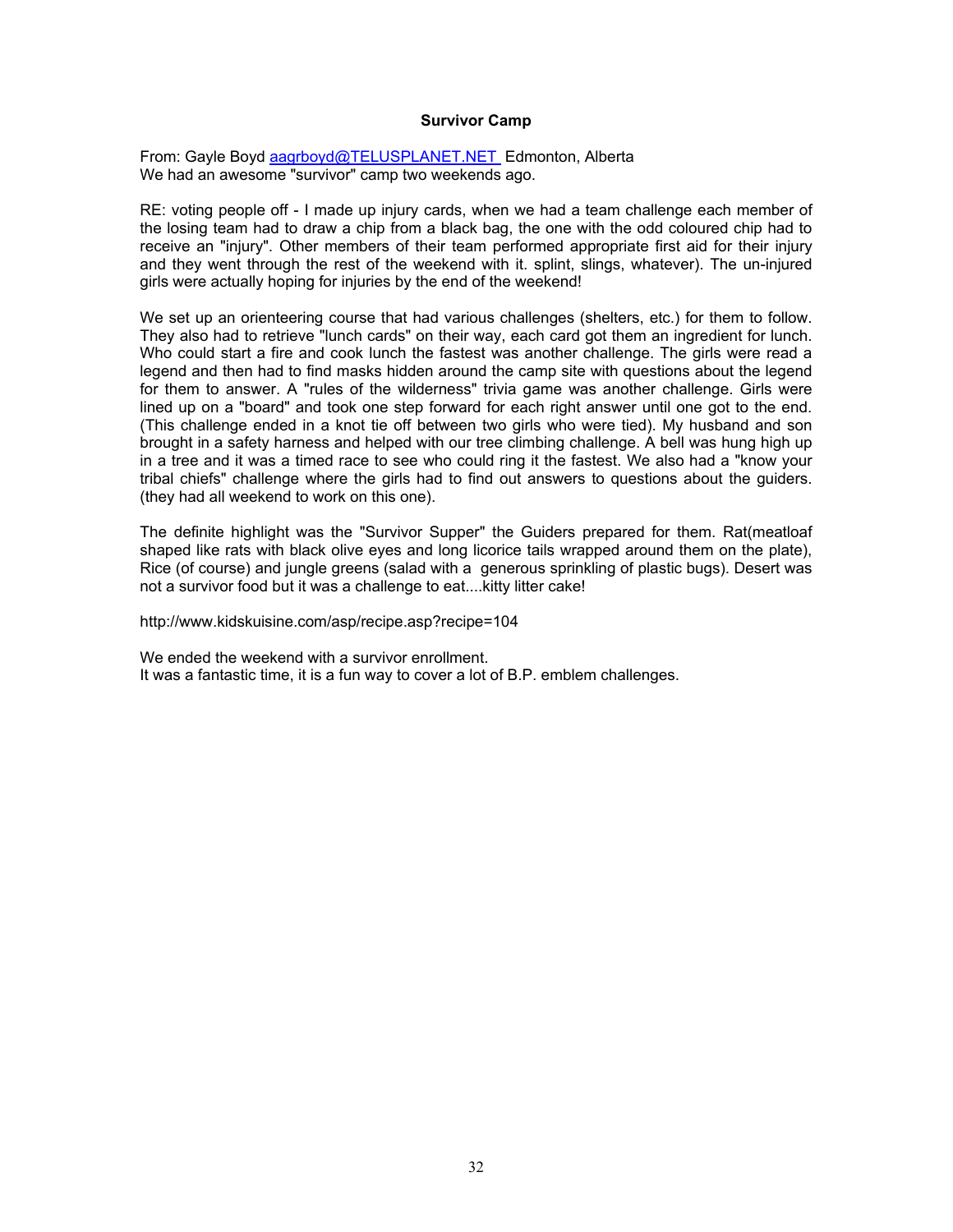## Survivor Camp

From: Gayle Boyd [aagrboyd@TELUSPLANET.NET](mailto:aagrboyd@TELUSPLANET.NET) Edmonton, Alberta
We had an awesome "survivor" camp two weekends ago.

RE: voting people off - I made up injury cards, when we had a team challenge each member of the losing team had to draw a chip from a black bag, the one with the odd coloured chip had to receive an "injury". Other members of their team performed appropriate first aid for their injury and they went through the rest of the weekend with it. splint, slings, whatever). The un-injured girls were actually hoping for injuries by the end of the weekend!

We set up an orienteering course that had various challenges (shelters, etc.) for them to follow. They also had to retrieve "lunch cards" on their way, each card got them an ingredient for lunch. Who could start a fire and cook lunch the fastest was another challenge. The girls were read a legend and then had to find masks hidden around the camp site with questions about the legend for them to answer. A "rules of the wilderness" trivia game was another challenge. Girls were lined up on a "board" and took one step forward for each right answer until one got to the end. (This challenge ended in a knot tie off between two girls who were tied). My husband and son brought in a safety harness and helped with our tree climbing challenge. A bell was hung high up in a tree and it was a timed race to see who could ring it the fastest. We also had a "know your tribal chiefs" challenge where the girls had to find out answers to questions about the guiders. (they had all weekend to work on this one).

The definite highlight was the "Survivor Supper" the Guiders prepared for them. Rat(meatloaf shaped like rats with black olive eyes and long licorice tails wrapped around them on the plate), Rice (of course) and jungle greens (salad with a generous sprinkling of plastic bugs). Desert was not a survivor food but it was a challenge to eat....kitty litter cake!

http://www.kidskuisine.com/asp/recipe.asp?recipe=104

We ended the weekend with a survivor enrollment.
It was a fantastic time, it is a fun way to cover a lot of B.P. emblem challenges.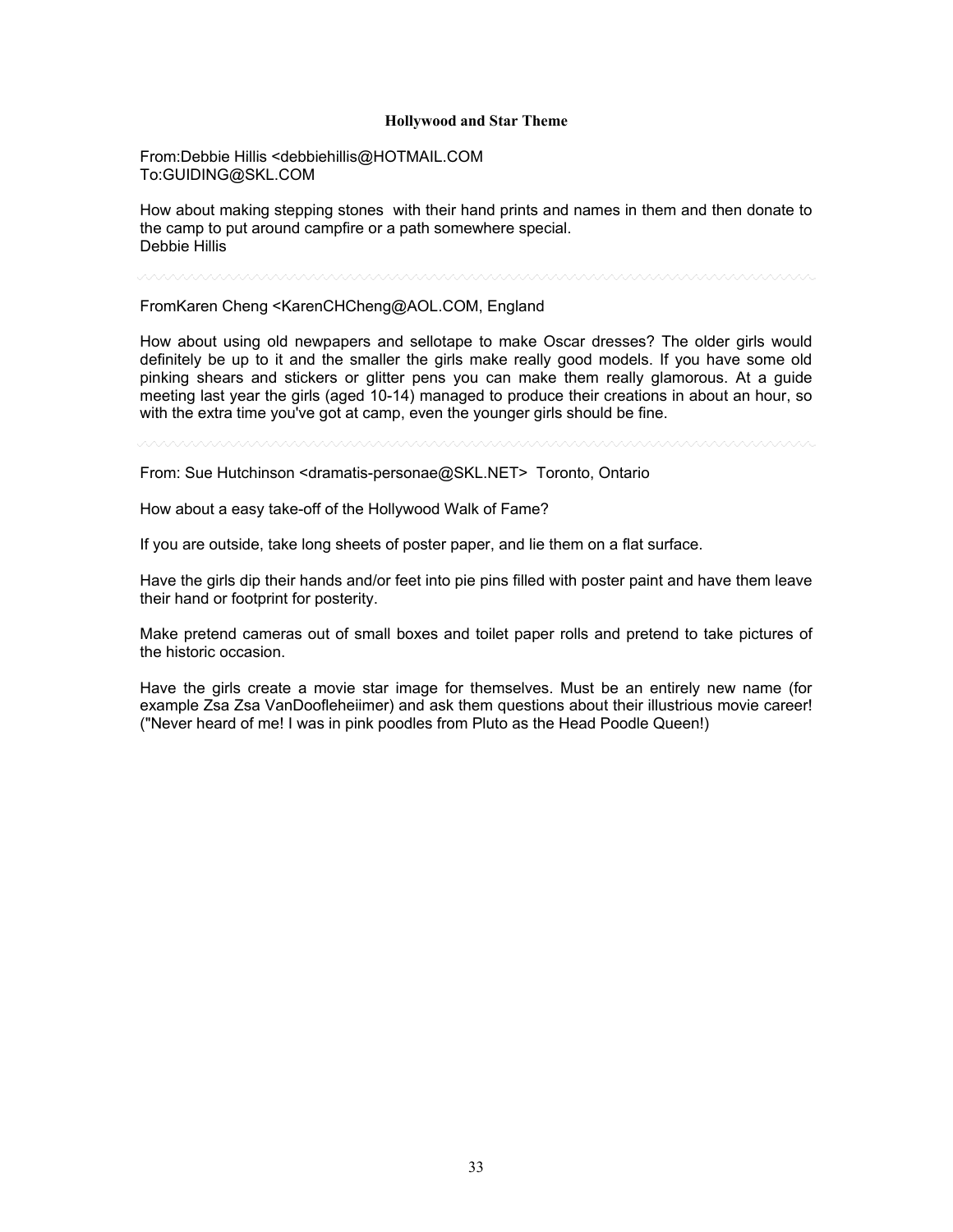**Hollywood and Star Theme**

From:Debbie Hillis <debbiehillis@HOTMAIL.COM
To:GUIDING@SKL.COM

How about making stepping stones with their hand prints and names in them and then donate to the camp to put around campfire or a path somewhere special.
Debbie Hillis

---

FromKaren Cheng <KarenCHCheng@AOL.COM, England

How about using old newpapers and sellotape to make Oscar dresses? The older girls would definitely be up to it and the smaller the girls make really good models. If you have some old pinking shears and stickers or glitter pens you can make them really glamorous. At a guide meeting last year the girls (aged 10-14) managed to produce their creations in about an hour, so with the extra time you've got at camp, even the younger girls should be fine.

---

From: Sue Hutchinson <dramatis-personae@SKL.NET> Toronto, Ontario

How about a easy take-off of the Hollywood Walk of Fame?

If you are outside, take long sheets of poster paper, and lie them on a flat surface.

Have the girls dip their hands and/or feet into pie pins filled with poster paint and have them leave their hand or footprint for posterity.

Make pretend cameras out of small boxes and toilet paper rolls and pretend to take pictures of the historic occasion.

Have the girls create a movie star image for themselves. Must be an entirely new name (for example Zsa Zsa VanDoofleheiimer) and ask them questions about their illustrious movie career! ("Never heard of me! I was in pink poodles from Pluto as the Head Poodle Queen!)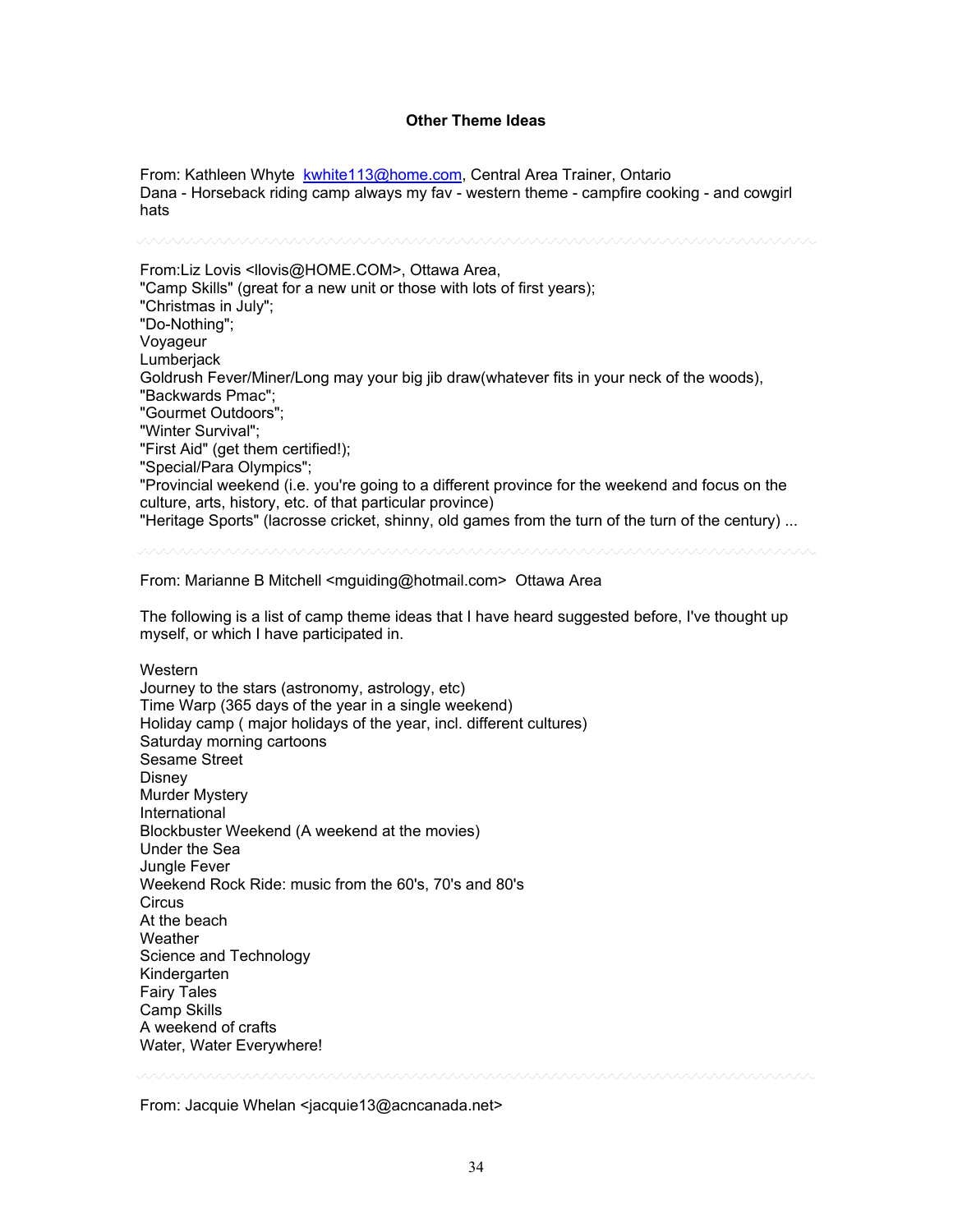### Other Theme Ideas

From: Kathleen Whyte [kwhite113@home.com](mailto:kwhite113@home.com), Central Area Trainer, Ontario
Dana - Horseback riding camp always my fav - western theme - campfire cooking - and cowgirl hats

---

From:Liz Lovis <llovis@HOME.COM>, Ottawa Area,
"Camp Skills" (great for a new unit or those with lots of first years);
"Christmas in July";
"Do-Nothing";
Voyageur
Lumberjack
Goldrush Fever/Miner/Long may your big jib draw(whatever fits in your neck of the woods),
"Backwards Pmac";
"Gourmet Outdoors";
"Winter Survival";
"First Aid" (get them certified!);
"Special/Para Olympics";
"Provincial weekend (i.e. you're going to a different province for the weekend and focus on the culture, arts, history, etc. of that particular province)
"Heritage Sports" (lacrosse cricket, shinny, old games from the turn of the turn of the century) ...

---

From: Marianne B Mitchell <mguiding@hotmail.com> Ottawa Area

The following is a list of camp theme ideas that I have heard suggested before, I've thought up myself, or which I have participated in.

Western
Journey to the stars (astronomy, astrology, etc)
Time Warp (365 days of the year in a single weekend)
Holiday camp ( major holidays of the year, incl. different cultures)
Saturday morning cartoons
Sesame Street
Disney
Murder Mystery
International
Blockbuster Weekend (A weekend at the movies)
Under the Sea
Jungle Fever
Weekend Rock Ride: music from the 60's, 70's and 80's
Circus
At the beach
Weather
Science and Technology
Kindergarten
Fairy Tales
Camp Skills
A weekend of crafts
Water, Water Everywhere!

---

From: Jacquie Whelan <jacquie13@acncanada.net>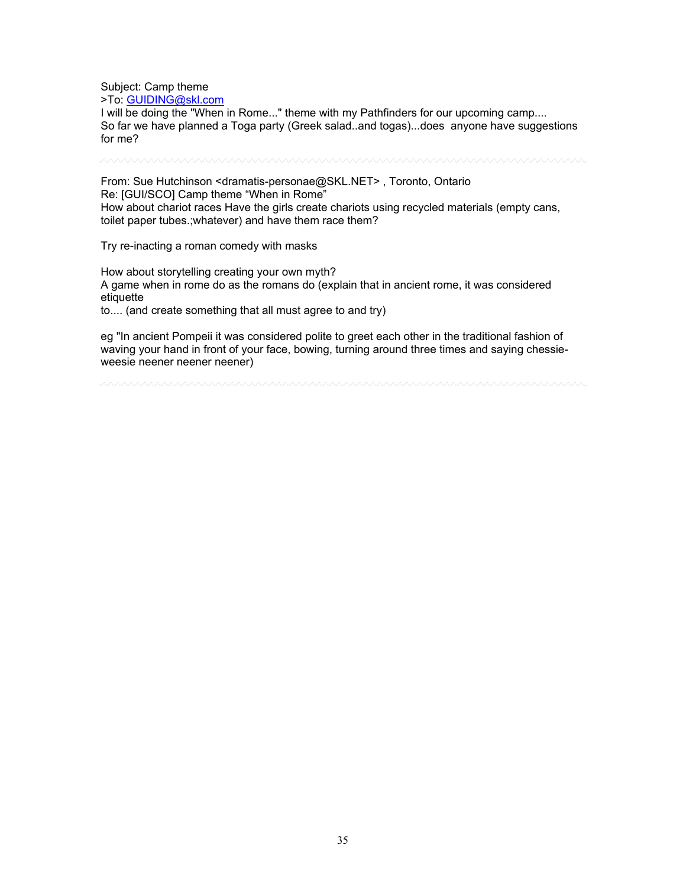Subject: Camp theme
>To: GUIDING@skl.com
I will be doing the "When in Rome..." theme with my Pathfinders for our upcoming camp....
So far we have planned a Toga party (Greek salad..and togas)...does  anyone have suggestions for me?

---

From: Sue Hutchinson <dramatis-personae@SKL.NET> , Toronto, Ontario
Re: [GUI/SCO] Camp theme "When in Rome"
How about chariot races Have the girls create chariots using recycled materials (empty cans, toilet paper tubes.;whatever) and have them race them?

Try re-inacting a roman comedy with masks

How about storytelling creating your own myth?
A game when in rome do as the romans do (explain that in ancient rome, it was considered etiquette
to.... (and create something that all must agree to and try)

eg "In ancient Pompeii it was considered polite to greet each other in the traditional fashion of waving your hand in front of your face, bowing, turning around three times and saying chessie-weesie neener neener neener)

---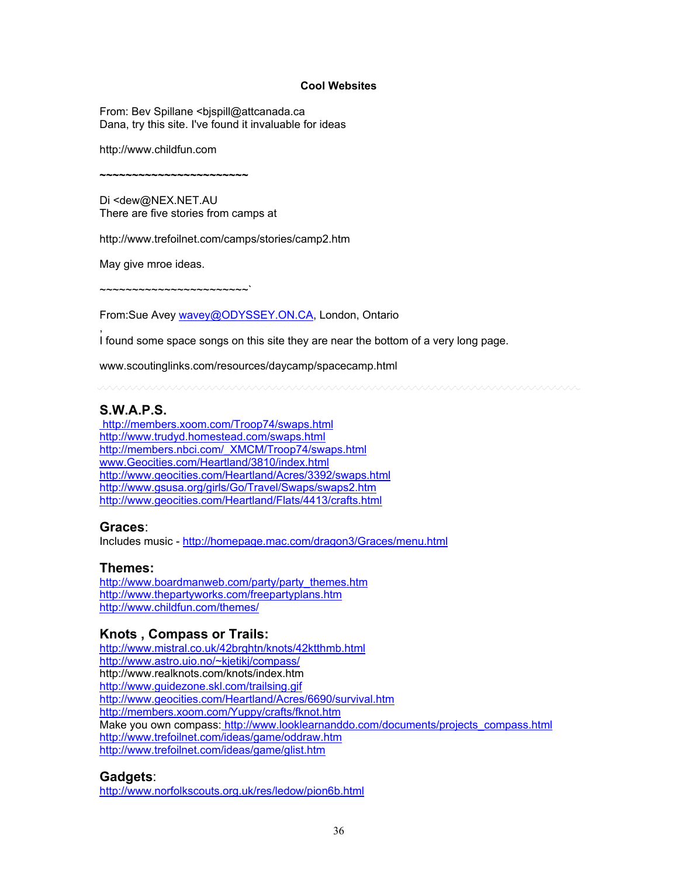**Cool Websites**

From: Bev Spillane <bjspill@attcanada.ca
Dana, try this site. I've found it invaluable for ideas

http://www.childfun.com

~~~~~~~~~~~~~~~~~~~~~~~

Di <dew@NEX.NET.AU
There are five stories from camps at

http://www.trefoilnet.com/camps/stories/camp2.htm

May give mroe ideas.

~~~~~~~~~~~~~~~~~~~~~~~`

From:Sue Avey wavey@ODYSSEY.ON.CA, London, Ontario
,
I found some space songs on this site they are near the bottom of a very long page.

www.scoutinglinks.com/resources/daycamp/spacecamp.html

---

## S.W.A.P.S.

http://members.xoom.com/Troop74/swaps.html
http://www.trudyd.homestead.com/swaps.html
http://members.nbci.com/_XMCM/Troop74/swaps.html
www.Geocities.com/Heartland/3810/index.html
http://www.geocities.com/Heartland/Acres/3392/swaps.html
http://www.gsusa.org/girls/Go/Travel/Swaps/swaps2.htm
http://www.geocities.com/Heartland/Flats/4413/crafts.html

## Graces:

Includes music - http://homepage.mac.com/dragon3/Graces/menu.html

## Themes:

http://www.boardmanweb.com/party/party_themes.htm
http://www.thepartyworks.com/freepartyplans.htm
http://www.childfun.com/themes/

## Knots , Compass or Trails:

http://www.mistral.co.uk/42brghtn/knots/42ktthmb.html
http://www.astro.uio.no/~kjetikj/compass/
http://www.realknots.com/knots/index.htm
http://www.guidezone.skl.com/trailsing.gif
http://www.geocities.com/Heartland/Acres/6690/survival.htm
http://members.xoom.com/Yuppy/crafts/fknot.htm
Make you own compass: http://www.looklearnanddo.com/documents/projects_compass.html
http://www.trefoilnet.com/ideas/game/oddraw.htm
http://www.trefoilnet.com/ideas/game/glist.htm

## Gadgets:

http://www.norfolkscouts.org.uk/res/ledow/pion6b.html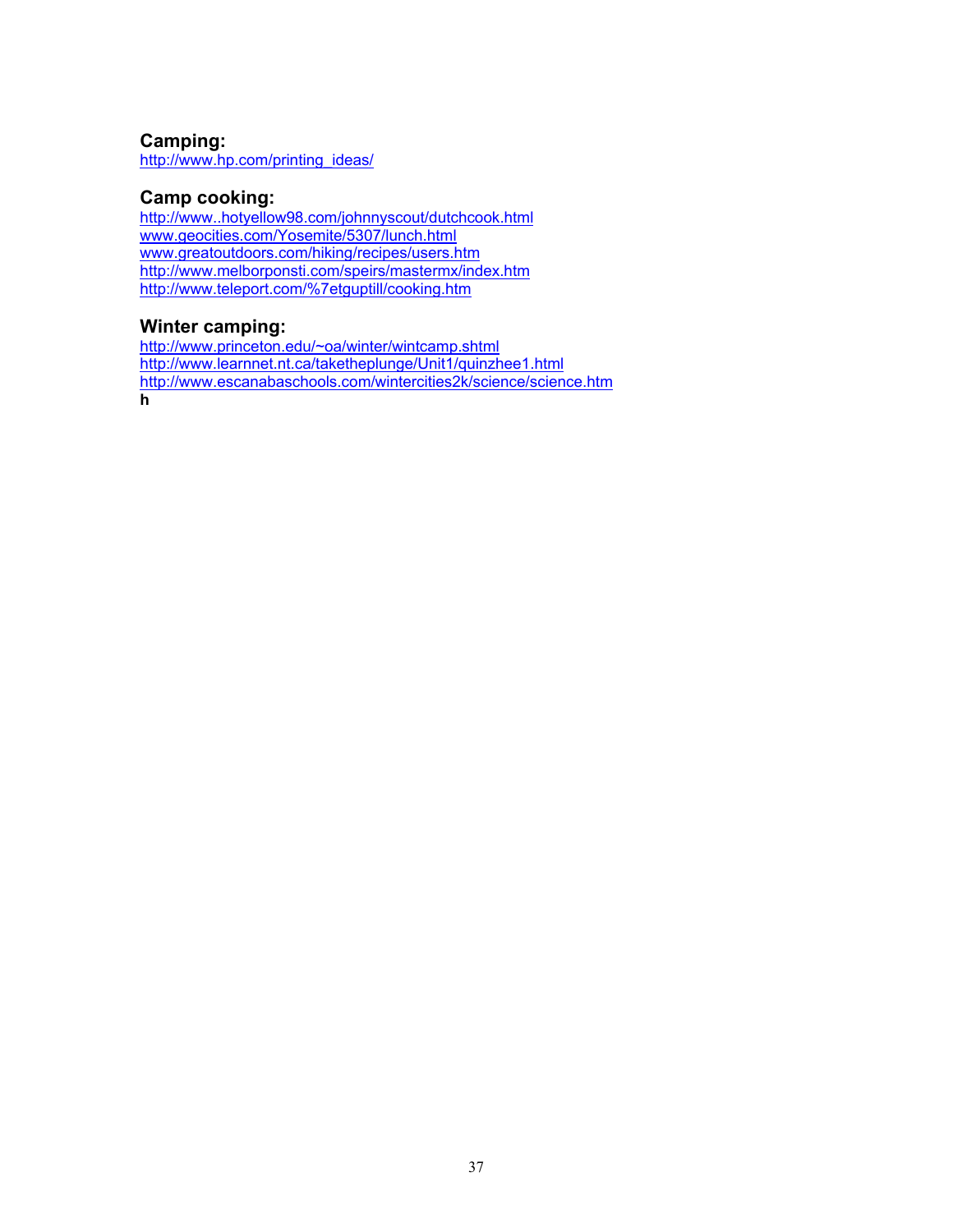### Camping:

http://www.hp.com/printing_ideas/

### Camp cooking:

http://www..hotyellow98.com/johnnyscout/dutchcook.html
www.geocities.com/Yosemite/5307/lunch.html
www.greatoutdoors.com/hiking/recipes/users.htm
http://www.melborponsti.com/speirs/mastermx/index.htm
http://www.teleport.com/%7etguptill/cooking.htm

### Winter camping:

http://www.princeton.edu/~oa/winter/wintcamp.shtml
http://www.learnnet.nt.ca/taketheplunge/Unit1/quinzhee1.html
http://www.escanabaschools.com/wintercities2k/science/science.htm
**h**